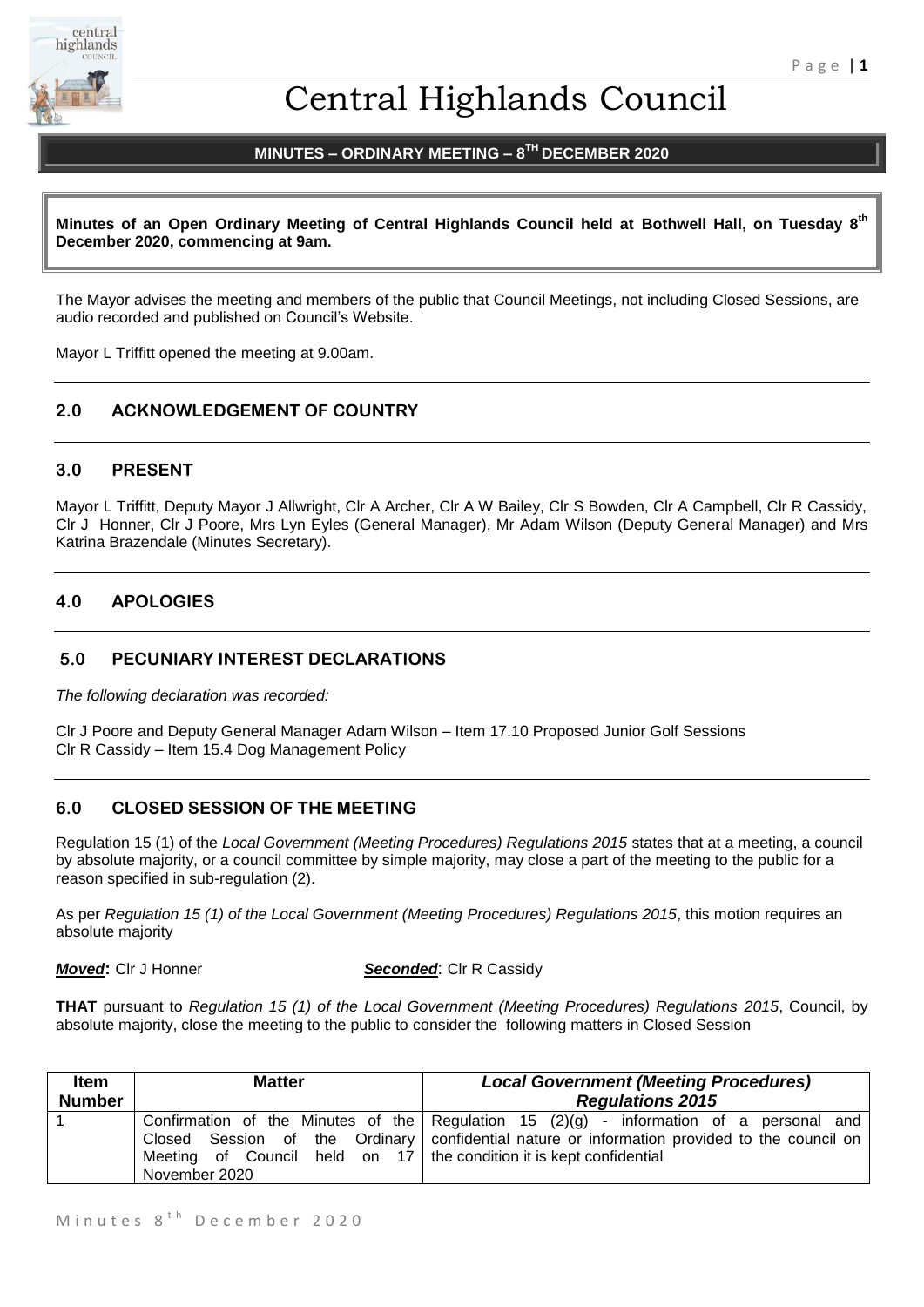# Central Highlands Council

## MINUTES – ORDINARY MEETING – 8TH DECEMBER 2020

**Minutes of an Open Ordinary Meeting of Central Highlands Council held at Bothwell Hall, on Tuesday 8th December 2020, commencing at 9am.**

The Mayor advises the meeting and members of the public that Council Meetings, not including Closed Sessions, are audio recorded and published on Council's Website.

Mayor L Triffitt opened the meeting at 9.00am.

## 2.0 ACKNOWLEDGEMENT OF COUNTRY

## 3.0 PRESENT

Mayor L Triffitt, Deputy Mayor J Allwright, Clr A Archer, Clr A W Bailey, Clr S Bowden, Clr A Campbell, Clr R Cassidy, Clr J Honner, Clr J Poore, Mrs Lyn Eyles (General Manager), Mr Adam Wilson (Deputy General Manager) and Mrs Katrina Brazendale (Minutes Secretary).

## 4.0 APOLOGIES

## 5.0 PECUNIARY INTEREST DECLARATIONS

*The following declaration was recorded:*

Clr J Poore and Deputy General Manager Adam Wilson – Item 17.10 Proposed Junior Golf Sessions
Clr R Cassidy – Item 15.4 Dog Management Policy

## 6.0 CLOSED SESSION OF THE MEETING

Regulation 15 (1) of the *Local Government (Meeting Procedures) Regulations 2015* states that at a meeting, a council by absolute majority, or a council committee by simple majority, may close a part of the meeting to the public for a reason specified in sub-regulation (2).

As per *Regulation 15 (1) of the Local Government (Meeting Procedures) Regulations 2015*, this motion requires an absolute majority

***Moved*:** Clr J Honner ***Seconded***: Clr R Cassidy

**THAT** pursuant to *Regulation 15 (1) of the Local Government (Meeting Procedures) Regulations 2015*, Council, by absolute majority, close the meeting to the public to consider the following matters in Closed Session

| Item Number | Matter | *Local Government (Meeting Procedures) Regulations 2015* |
|---|---|---|
| 1 | Confirmation of the Minutes of the Closed Session of the Ordinary Meeting of Council held on 17 November 2020 | Regulation 15 (2)(g) - information of a personal and confidential nature or information provided to the council on the condition it is kept confidential |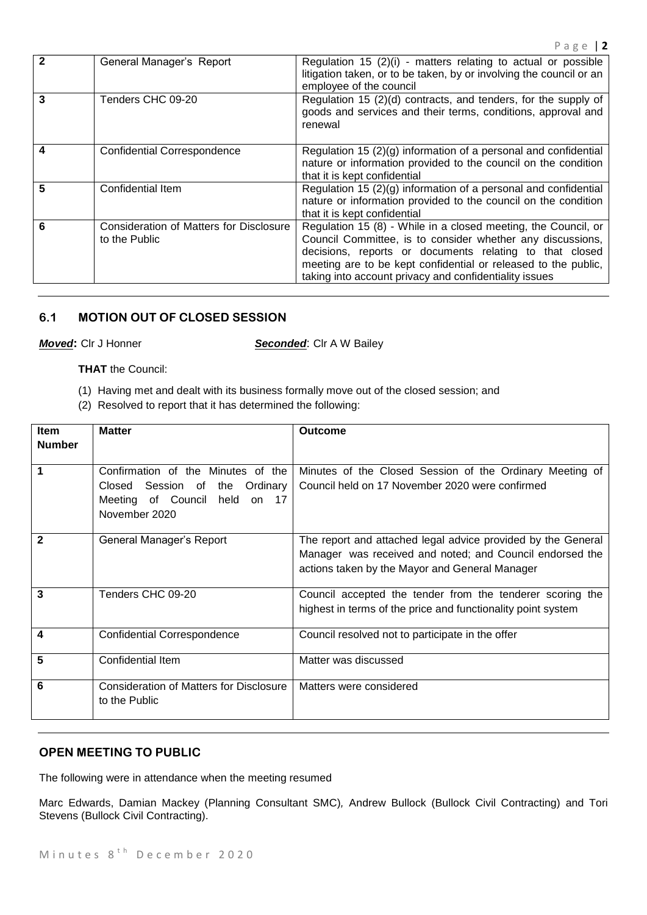| | | |
|---|---|---|
| **2** | General Manager's Report | Regulation 15 (2)(i) - matters relating to actual or possible litigation taken, or to be taken, by or involving the council or an employee of the council |
| **3** | Tenders CHC 09-20 | Regulation 15 (2)(d) contracts, and tenders, for the supply of goods and services and their terms, conditions, approval and renewal |
| **4** | Confidential Correspondence | Regulation 15 (2)(g) information of a personal and confidential nature or information provided to the council on the condition that it is kept confidential |
| **5** | Confidential Item | Regulation 15 (2)(g) information of a personal and confidential nature or information provided to the council on the condition that it is kept confidential |
| **6** | Consideration of Matters for Disclosure to the Public | Regulation 15 (8) - While in a closed meeting, the Council, or Council Committee, is to consider whether any discussions, decisions, reports or documents relating to that closed meeting are to be kept confidential or released to the public, taking into account privacy and confidentiality issues |

## 6.1 MOTION OUT OF CLOSED SESSION

***Moved*:** Clr J Honner ***Seconded***: Clr A W Bailey

**THAT** the Council:

(1) Having met and dealt with its business formally move out of the closed session; and

(2) Resolved to report that it has determined the following:

| Item Number | Matter | Outcome |
|---|---|---|
| **1** | Confirmation of the Minutes of the Closed Session of the Ordinary Meeting of Council held on 17 November 2020 | Minutes of the Closed Session of the Ordinary Meeting of Council held on 17 November 2020 were confirmed |
| **2** | General Manager's Report | The report and attached legal advice provided by the General Manager was received and noted; and Council endorsed the actions taken by the Mayor and General Manager |
| **3** | Tenders CHC 09-20 | Council accepted the tender from the tenderer scoring the highest in terms of the price and functionality point system |
| **4** | Confidential Correspondence | Council resolved not to participate in the offer |
| **5** | Confidential Item | Matter was discussed |
| **6** | Consideration of Matters for Disclosure to the Public | Matters were considered |

## OPEN MEETING TO PUBLIC

The following were in attendance when the meeting resumed

Marc Edwards, Damian Mackey (Planning Consultant SMC), Andrew Bullock (Bullock Civil Contracting) and Tori Stevens (Bullock Civil Contracting).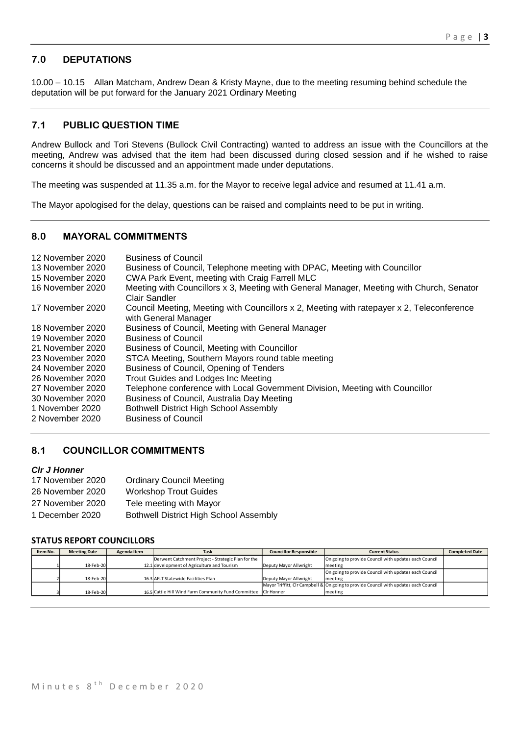## 7.0 DEPUTATIONS

10.00 – 10.15 Allan Matcham, Andrew Dean & Kristy Mayne, due to the meeting resuming behind schedule the deputation will be put forward for the January 2021 Ordinary Meeting

## 7.1 PUBLIC QUESTION TIME

Andrew Bullock and Tori Stevens (Bullock Civil Contracting) wanted to address an issue with the Councillors at the meeting, Andrew was advised that the item had been discussed during closed session and if he wished to raise concerns it should be discussed and an appointment made under deputations.

The meeting was suspended at 11.35 a.m. for the Mayor to receive legal advice and resumed at 11.41 a.m.

The Mayor apologised for the delay, questions can be raised and complaints need to be put in writing.

## 8.0 MAYORAL COMMITMENTS

| | |
|---|---|
| 12 November 2020 | Business of Council |
| 13 November 2020 | Business of Council, Telephone meeting with DPAC, Meeting with Councillor |
| 15 November 2020 | CWA Park Event, meeting with Craig Farrell MLC |
| 16 November 2020 | Meeting with Councillors x 3, Meeting with General Manager, Meeting with Church, Senator Clair Sandler |
| 17 November 2020 | Council Meeting, Meeting with Councillors x 2, Meeting with ratepayer x 2, Teleconference with General Manager |
| 18 November 2020 | Business of Council, Meeting with General Manager |
| 19 November 2020 | Business of Council |
| 21 November 2020 | Business of Council, Meeting with Councillor |
| 23 November 2020 | STCA Meeting, Southern Mayors round table meeting |
| 24 November 2020 | Business of Council, Opening of Tenders |
| 26 November 2020 | Trout Guides and Lodges Inc Meeting |
| 27 November 2020 | Telephone conference with Local Government Division, Meeting with Councillor |
| 30 November 2020 | Business of Council, Australia Day Meeting |
| 1 November 2020 | Bothwell District High School Assembly |
| 2 November 2020 | Business of Council |

## 8.1 COUNCILLOR COMMITMENTS

***Clr J Honner***

| | |
|---|---|
| 17 November 2020 | Ordinary Council Meeting |
| 26 November 2020 | Workshop Trout Guides |
| 27 November 2020 | Tele meeting with Mayor |
| 1 December 2020 | Bothwell District High School Assembly |

**STATUS REPORT COUNCILLORS**

| Item No. | Meeting Date | Agenda Item | Task | Councillor Responsible | Current Status | Completed Date |
|---|---|---|---|---|---|---|
| 1 | 18-Feb-20 | 12.1 | Derwent Catchment Project - Strategic Plan for the development of Agriculture and Tourism | Deputy Mayor Allwright | On going to provide Council with updates each Council meeting | |
| 2 | 18-Feb-20 | 16.3 | AFLT Statewide Facilities Plan | Deputy Mayor Allwright | On going to provide Council with updates each Council meeting | |
| 3 | 18-Feb-20 | 16.5 | Cattle Hill Wind Farm Community Fund Committee | Mayor Triffitt, Clr Campbell & Clr Honner | On going to provide Council with updates each Council meeting | |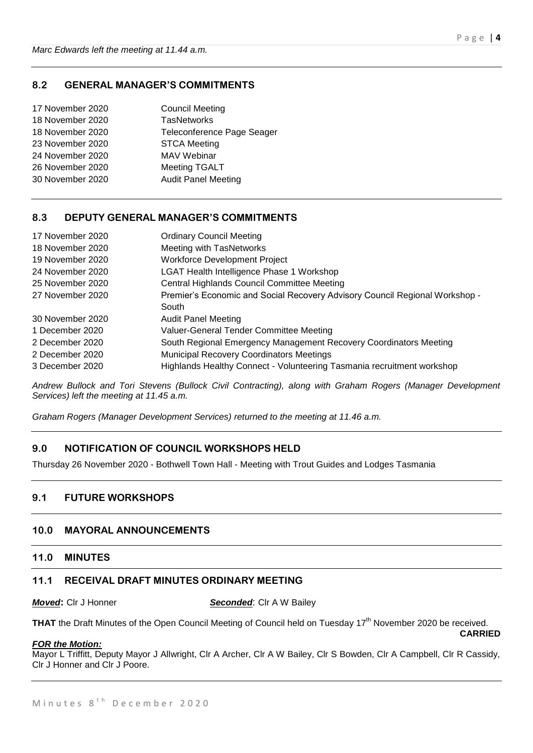*Marc Edwards left the meeting at 11.44 a.m.*

## 8.2 GENERAL MANAGER'S COMMITMENTS

| | |
|---|---|
| 17 November 2020 | Council Meeting |
| 18 November 2020 | TasNetworks |
| 18 November 2020 | Teleconference Page Seager |
| 23 November 2020 | STCA Meeting |
| 24 November 2020 | MAV Webinar |
| 26 November 2020 | Meeting TGALT |
| 30 November 2020 | Audit Panel Meeting |

## 8.3 DEPUTY GENERAL MANAGER'S COMMITMENTS

| | |
|---|---|
| 17 November 2020 | Ordinary Council Meeting |
| 18 November 2020 | Meeting with TasNetworks |
| 19 November 2020 | Workforce Development Project |
| 24 November 2020 | LGAT Health Intelligence Phase 1 Workshop |
| 25 November 2020 | Central Highlands Council Committee Meeting |
| 27 November 2020 | Premier's Economic and Social Recovery Advisory Council Regional Workshop - South |
| 30 November 2020 | Audit Panel Meeting |
| 1 December 2020 | Valuer-General Tender Committee Meeting |
| 2 December 2020 | South Regional Emergency Management Recovery Coordinators Meeting |
| 2 December 2020 | Municipal Recovery Coordinators Meetings |
| 3 December 2020 | Highlands Healthy Connect - Volunteering Tasmania recruitment workshop |

*Andrew Bullock and Tori Stevens (Bullock Civil Contracting), along with Graham Rogers (Manager Development Services) left the meeting at 11.45 a.m.*

*Graham Rogers (Manager Development Services) returned to the meeting at 11.46 a.m.*

## 9.0 NOTIFICATION OF COUNCIL WORKSHOPS HELD

Thursday 26 November 2020 - Bothwell Town Hall - Meeting with Trout Guides and Lodges Tasmania

## 9.1 FUTURE WORKSHOPS

## 10.0 MAYORAL ANNOUNCEMENTS

## 11.0 MINUTES

## 11.1 RECEIVAL DRAFT MINUTES ORDINARY MEETING

***Moved*:** Clr J Honner ***Seconded***: Clr A W Bailey

**THAT** the Draft Minutes of the Open Council Meeting of Council held on Tuesday 17th November 2020 be received.

**CARRIED**

***FOR the Motion:***

Mayor L Triffitt, Deputy Mayor J Allwright, Clr A Archer, Clr A W Bailey, Clr S Bowden, Clr A Campbell, Clr R Cassidy, Clr J Honner and Clr J Poore.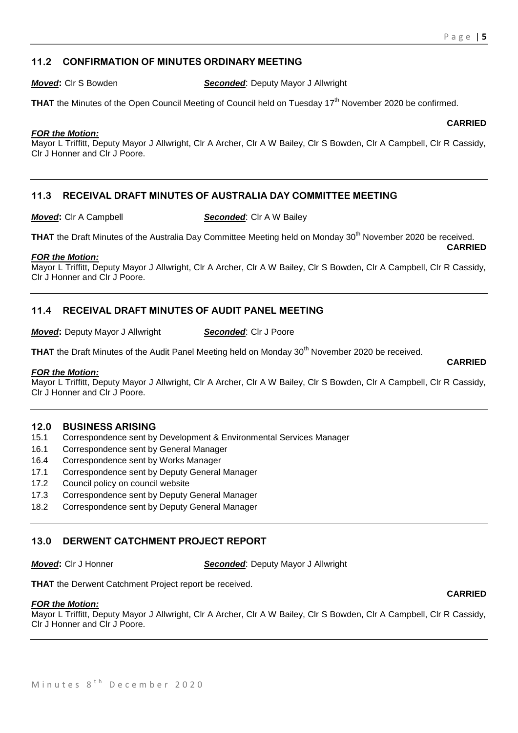## 11.2 CONFIRMATION OF MINUTES ORDINARY MEETING

***Moved*:** Clr S Bowden ***Seconded***: Deputy Mayor J Allwright

**THAT** the Minutes of the Open Council Meeting of Council held on Tuesday 17th November 2020 be confirmed.

**CARRIED**

***FOR the Motion:***
Mayor L Triffitt, Deputy Mayor J Allwright, Clr A Archer, Clr A W Bailey, Clr S Bowden, Clr A Campbell, Clr R Cassidy, Clr J Honner and Clr J Poore.

## 11.3 RECEIVAL DRAFT MINUTES OF AUSTRALIA DAY COMMITTEE MEETING

***Moved*:** Clr A Campbell ***Seconded***: Clr A W Bailey

**THAT** the Draft Minutes of the Australia Day Committee Meeting held on Monday 30th November 2020 be received.

**CARRIED**

***FOR the Motion:***
Mayor L Triffitt, Deputy Mayor J Allwright, Clr A Archer, Clr A W Bailey, Clr S Bowden, Clr A Campbell, Clr R Cassidy, Clr J Honner and Clr J Poore.

## 11.4 RECEIVAL DRAFT MINUTES OF AUDIT PANEL MEETING

***Moved*:** Deputy Mayor J Allwright ***Seconded***: Clr J Poore

**THAT** the Draft Minutes of the Audit Panel Meeting held on Monday 30th November 2020 be received.

**CARRIED**

***FOR the Motion:***
Mayor L Triffitt, Deputy Mayor J Allwright, Clr A Archer, Clr A W Bailey, Clr S Bowden, Clr A Campbell, Clr R Cassidy, Clr J Honner and Clr J Poore.

## 12.0 BUSINESS ARISING

- 15.1 Correspondence sent by Development & Environmental Services Manager
- 16.1 Correspondence sent by General Manager
- 16.4 Correspondence sent by Works Manager
- 17.1 Correspondence sent by Deputy General Manager
- 17.2 Council policy on council website
- 17.3 Correspondence sent by Deputy General Manager
- 18.2 Correspondence sent by Deputy General Manager

## 13.0 DERWENT CATCHMENT PROJECT REPORT

***Moved*:** Clr J Honner ***Seconded***: Deputy Mayor J Allwright

**THAT** the Derwent Catchment Project report be received.

**CARRIED**

***FOR the Motion:***
Mayor L Triffitt, Deputy Mayor J Allwright, Clr A Archer, Clr A W Bailey, Clr S Bowden, Clr A Campbell, Clr R Cassidy, Clr J Honner and Clr J Poore.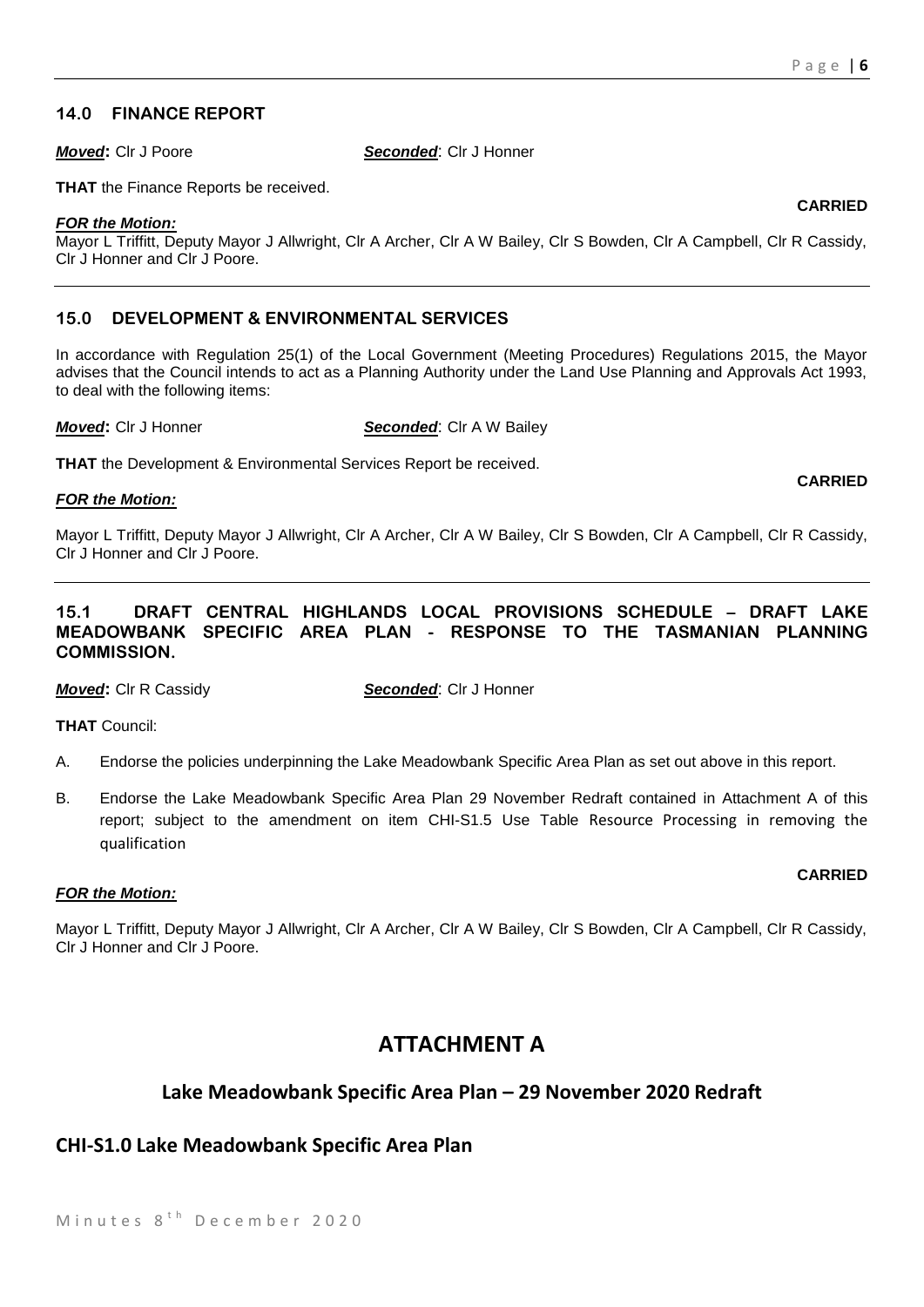### 14.0 FINANCE REPORT

***Moved*:** Clr J Poore ***Seconded***: Clr J Honner

**THAT** the Finance Reports be received.

**CARRIED**

***FOR the Motion:***

Mayor L Triffitt, Deputy Mayor J Allwright, Clr A Archer, Clr A W Bailey, Clr S Bowden, Clr A Campbell, Clr R Cassidy, Clr J Honner and Clr J Poore.

---

### 15.0 DEVELOPMENT & ENVIRONMENTAL SERVICES

In accordance with Regulation 25(1) of the Local Government (Meeting Procedures) Regulations 2015, the Mayor advises that the Council intends to act as a Planning Authority under the Land Use Planning and Approvals Act 1993, to deal with the following items:

***Moved*:** Clr J Honner ***Seconded***: Clr A W Bailey

**THAT** the Development & Environmental Services Report be received.

**CARRIED**

***FOR the Motion:***

Mayor L Triffitt, Deputy Mayor J Allwright, Clr A Archer, Clr A W Bailey, Clr S Bowden, Clr A Campbell, Clr R Cassidy, Clr J Honner and Clr J Poore.

---

### 15.1 DRAFT CENTRAL HIGHLANDS LOCAL PROVISIONS SCHEDULE – DRAFT LAKE MEADOWBANK SPECIFIC AREA PLAN - RESPONSE TO THE TASMANIAN PLANNING COMMISSION.

***Moved*:** Clr R Cassidy ***Seconded***: Clr J Honner

**THAT** Council:

A. Endorse the policies underpinning the Lake Meadowbank Specific Area Plan as set out above in this report.

B. Endorse the Lake Meadowbank Specific Area Plan 29 November Redraft contained in Attachment A of this report; subject to the amendment on item CHI-S1.5 Use Table Resource Processing in removing the qualification

**CARRIED**

***FOR the Motion:***

Mayor L Triffitt, Deputy Mayor J Allwright, Clr A Archer, Clr A W Bailey, Clr S Bowden, Clr A Campbell, Clr R Cassidy, Clr J Honner and Clr J Poore.

## ATTACHMENT A

### Lake Meadowbank Specific Area Plan – 29 November 2020 Redraft

### CHI-S1.0 Lake Meadowbank Specific Area Plan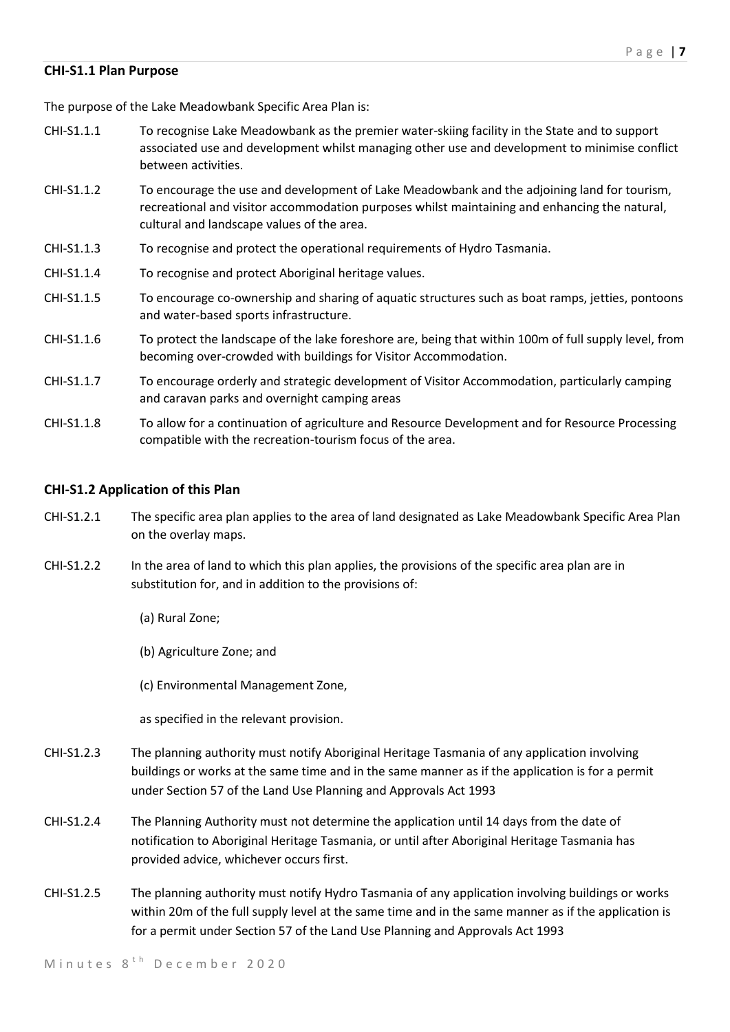### CHI-S1.1 Plan Purpose

The purpose of the Lake Meadowbank Specific Area Plan is:

CHI-S1.1.1 To recognise Lake Meadowbank as the premier water-skiing facility in the State and to support associated use and development whilst managing other use and development to minimise conflict between activities.

CHI-S1.1.2 To encourage the use and development of Lake Meadowbank and the adjoining land for tourism, recreational and visitor accommodation purposes whilst maintaining and enhancing the natural, cultural and landscape values of the area.

CHI-S1.1.3 To recognise and protect the operational requirements of Hydro Tasmania.

CHI-S1.1.4 To recognise and protect Aboriginal heritage values.

CHI-S1.1.5 To encourage co-ownership and sharing of aquatic structures such as boat ramps, jetties, pontoons and water-based sports infrastructure.

CHI-S1.1.6 To protect the landscape of the lake foreshore are, being that within 100m of full supply level, from becoming over-crowded with buildings for Visitor Accommodation.

CHI-S1.1.7 To encourage orderly and strategic development of Visitor Accommodation, particularly camping and caravan parks and overnight camping areas

CHI-S1.1.8 To allow for a continuation of agriculture and Resource Development and for Resource Processing compatible with the recreation-tourism focus of the area.

### CHI-S1.2 Application of this Plan

CHI-S1.2.1 The specific area plan applies to the area of land designated as Lake Meadowbank Specific Area Plan on the overlay maps.

CHI-S1.2.2 In the area of land to which this plan applies, the provisions of the specific area plan are in substitution for, and in addition to the provisions of:

(a) Rural Zone;

(b) Agriculture Zone; and

(c) Environmental Management Zone,

as specified in the relevant provision.

CHI-S1.2.3 The planning authority must notify Aboriginal Heritage Tasmania of any application involving buildings or works at the same time and in the same manner as if the application is for a permit under Section 57 of the Land Use Planning and Approvals Act 1993

CHI-S1.2.4 The Planning Authority must not determine the application until 14 days from the date of notification to Aboriginal Heritage Tasmania, or until after Aboriginal Heritage Tasmania has provided advice, whichever occurs first.

CHI-S1.2.5 The planning authority must notify Hydro Tasmania of any application involving buildings or works within 20m of the full supply level at the same time and in the same manner as if the application is for a permit under Section 57 of the Land Use Planning and Approvals Act 1993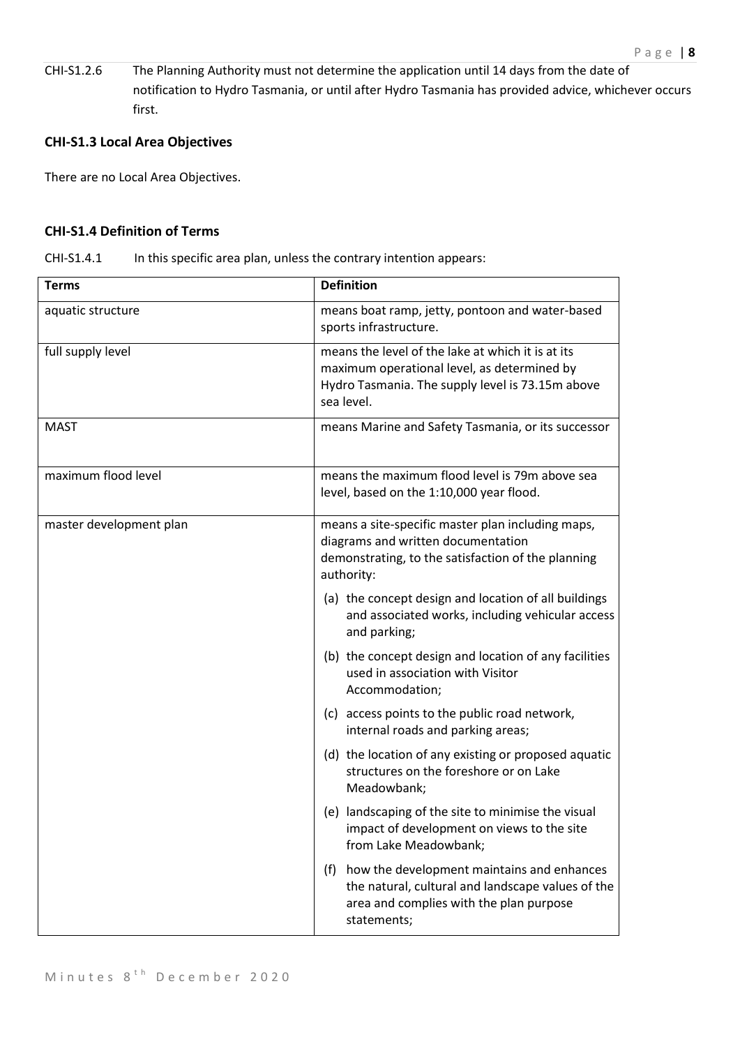CHI-S1.2.6 The Planning Authority must not determine the application until 14 days from the date of notification to Hydro Tasmania, or until after Hydro Tasmania has provided advice, whichever occurs first.

### CHI-S1.3 Local Area Objectives

There are no Local Area Objectives.

### CHI-S1.4 Definition of Terms

CHI-S1.4.1 In this specific area plan, unless the contrary intention appears:

| Terms | Definition |
|---|---|
| aquatic structure | means boat ramp, jetty, pontoon and water-based sports infrastructure. |
| full supply level | means the level of the lake at which it is at its maximum operational level, as determined by Hydro Tasmania. The supply level is 73.15m above sea level. |
| MAST | means Marine and Safety Tasmania, or its successor |
| maximum flood level | means the maximum flood level is 79m above sea level, based on the 1:10,000 year flood. |
| master development plan | means a site-specific master plan including maps, diagrams and written documentation demonstrating, to the satisfaction of the planning authority:<br>(a) the concept design and location of all buildings and associated works, including vehicular access and parking;<br>(b) the concept design and location of any facilities used in association with Visitor Accommodation;<br>(c) access points to the public road network, internal roads and parking areas;<br>(d) the location of any existing or proposed aquatic structures on the foreshore or on Lake Meadowbank;<br>(e) landscaping of the site to minimise the visual impact of development on views to the site from Lake Meadowbank;<br>(f) how the development maintains and enhances the natural, cultural and landscape values of the area and complies with the plan purpose statements; |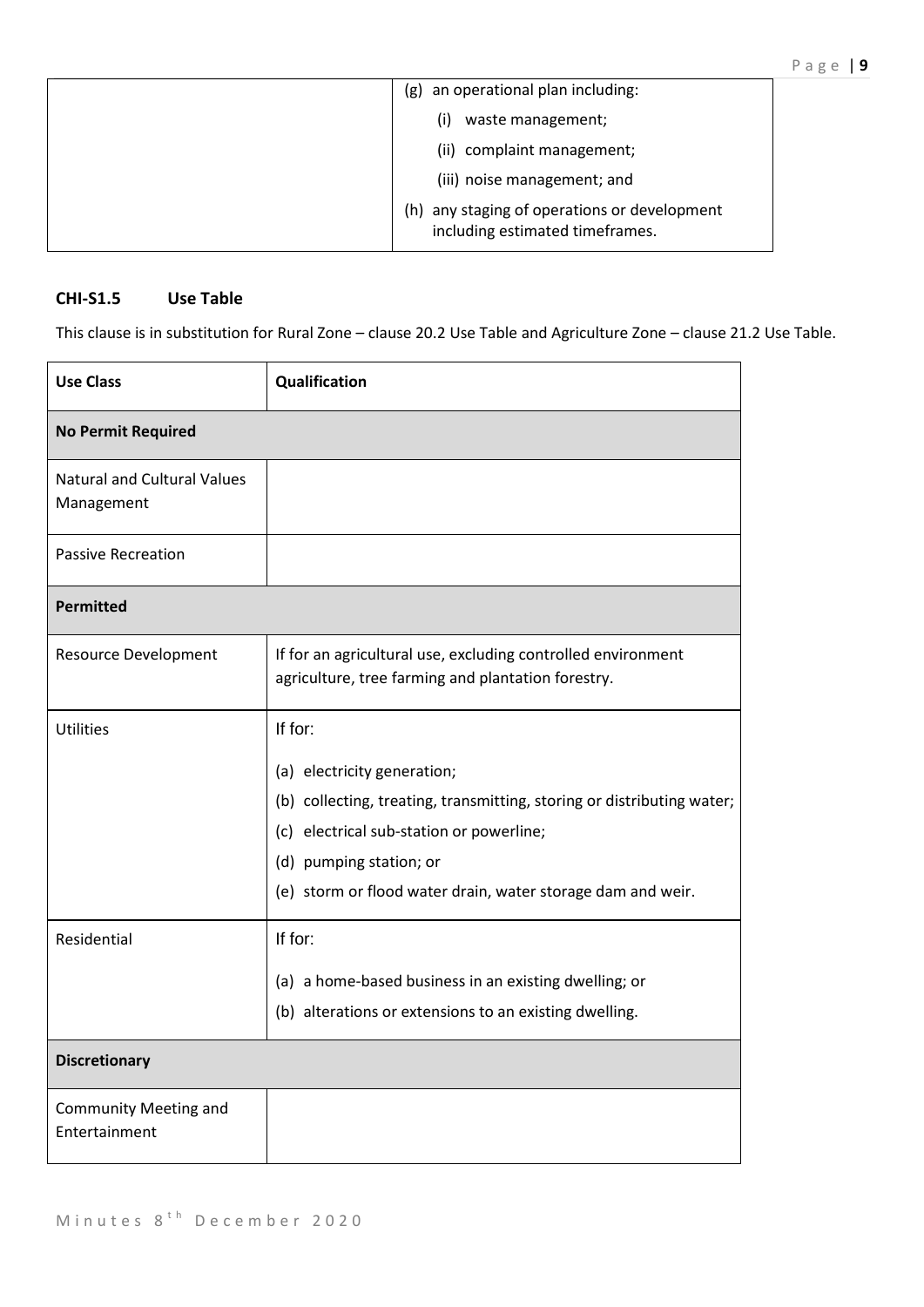| | (g) an operational plan including:<br>(i) waste management;<br>(ii) complaint management;<br>(iii) noise management; and<br>(h) any staging of operations or development including estimated timeframes. |
|---|---|

### CHI-S1.5 Use Table

This clause is in substitution for Rural Zone – clause 20.2 Use Table and Agriculture Zone – clause 21.2 Use Table.

| Use Class | Qualification |
|---|---|
| **No Permit Required** | |
| Natural and Cultural Values Management | |
| Passive Recreation | |
| **Permitted** | |
| Resource Development | If for an agricultural use, excluding controlled environment agriculture, tree farming and plantation forestry. |
| Utilities | If for:<br>(a) electricity generation;<br>(b) collecting, treating, transmitting, storing or distributing water;<br>(c) electrical sub-station or powerline;<br>(d) pumping station; or<br>(e) storm or flood water drain, water storage dam and weir. |
| Residential | If for:<br>(a) a home-based business in an existing dwelling; or<br>(b) alterations or extensions to an existing dwelling. |
| **Discretionary** | |
| Community Meeting and Entertainment | |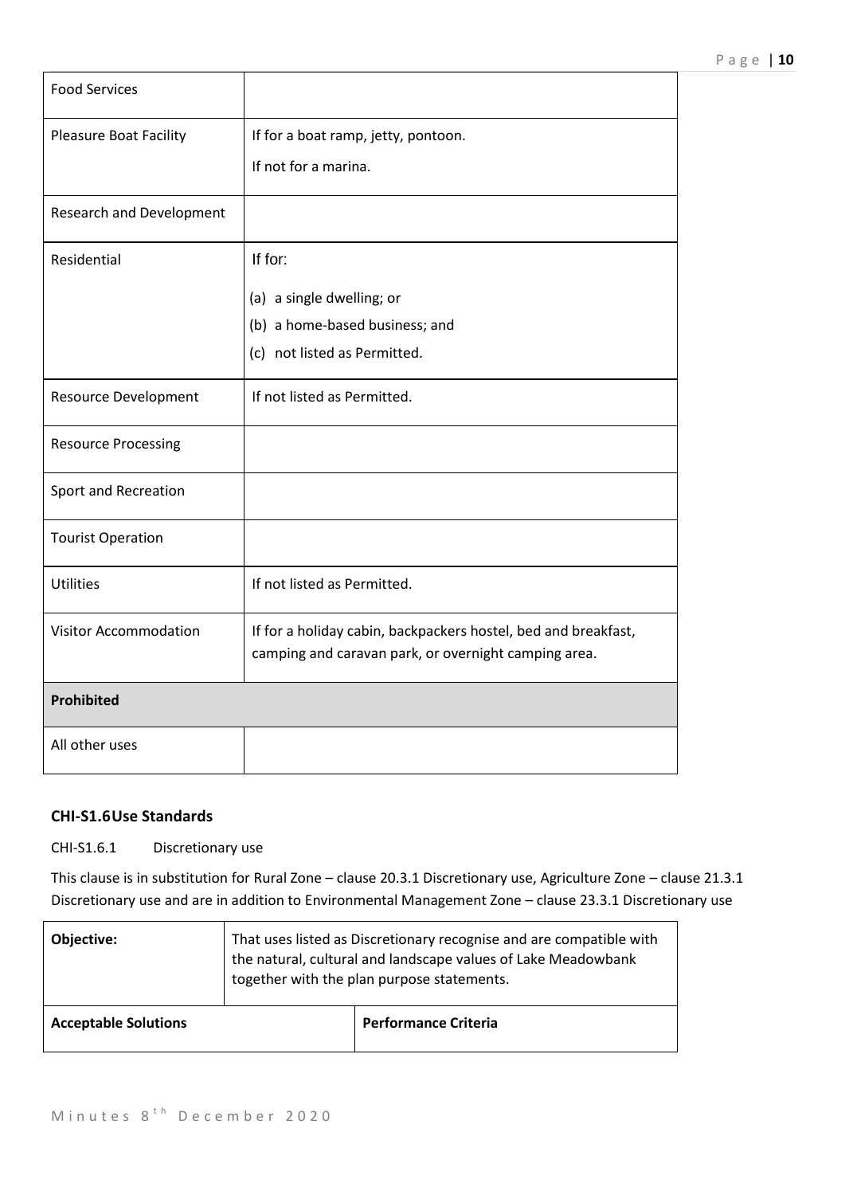| | |
|---|---|
| Food Services | |
| Pleasure Boat Facility | If for a boat ramp, jetty, pontoon.<br>If not for a marina. |
| Research and Development | |
| Residential | If for:<br>(a) a single dwelling; or<br>(b) a home-based business; and<br>(c) not listed as Permitted. |
| Resource Development | If not listed as Permitted. |
| Resource Processing | |
| Sport and Recreation | |
| Tourist Operation | |
| Utilities | If not listed as Permitted. |
| Visitor Accommodation | If for a holiday cabin, backpackers hostel, bed and breakfast, camping and caravan park, or overnight camping area. |
| **Prohibited** | |
| All other uses | |

### CHI-S1.6 Use Standards

CHI-S1.6.1 Discretionary use

This clause is in substitution for Rural Zone – clause 20.3.1 Discretionary use, Agriculture Zone – clause 21.3.1 Discretionary use and are in addition to Environmental Management Zone – clause 23.3.1 Discretionary use

| **Objective:** | That uses listed as Discretionary recognise and are compatible with the natural, cultural and landscape values of Lake Meadowbank together with the plan purpose statements. |
|---|---|
| **Acceptable Solutions** | **Performance Criteria** |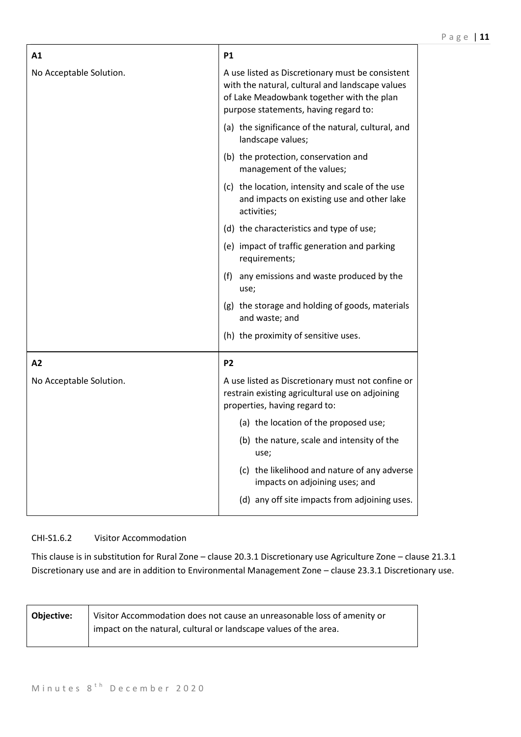| A1 | P1 |
|---|---|
| No Acceptable Solution. | A use listed as Discretionary must be consistent with the natural, cultural and landscape values of Lake Meadowbank together with the plan purpose statements, having regard to:<br>(a) the significance of the natural, cultural, and landscape values;<br>(b) the protection, conservation and management of the values;<br>(c) the location, intensity and scale of the use and impacts on existing use and other lake activities;<br>(d) the characteristics and type of use;<br>(e) impact of traffic generation and parking requirements;<br>(f) any emissions and waste produced by the use;<br>(g) the storage and holding of goods, materials and waste; and<br>(h) the proximity of sensitive uses. |
| **A2** | **P2** |
| No Acceptable Solution. | A use listed as Discretionary must not confine or restrain existing agricultural use on adjoining properties, having regard to:<br>(a) the location of the proposed use;<br>(b) the nature, scale and intensity of the use;<br>(c) the likelihood and nature of any adverse impacts on adjoining uses; and<br>(d) any off site impacts from adjoining uses. |

CHI-S1.6.2 Visitor Accommodation

This clause is in substitution for Rural Zone – clause 20.3.1 Discretionary use Agriculture Zone – clause 21.3.1 Discretionary use and are in addition to Environmental Management Zone – clause 23.3.1 Discretionary use.

| Objective: | Visitor Accommodation does not cause an unreasonable loss of amenity or impact on the natural, cultural or landscape values of the area. |
|---|---|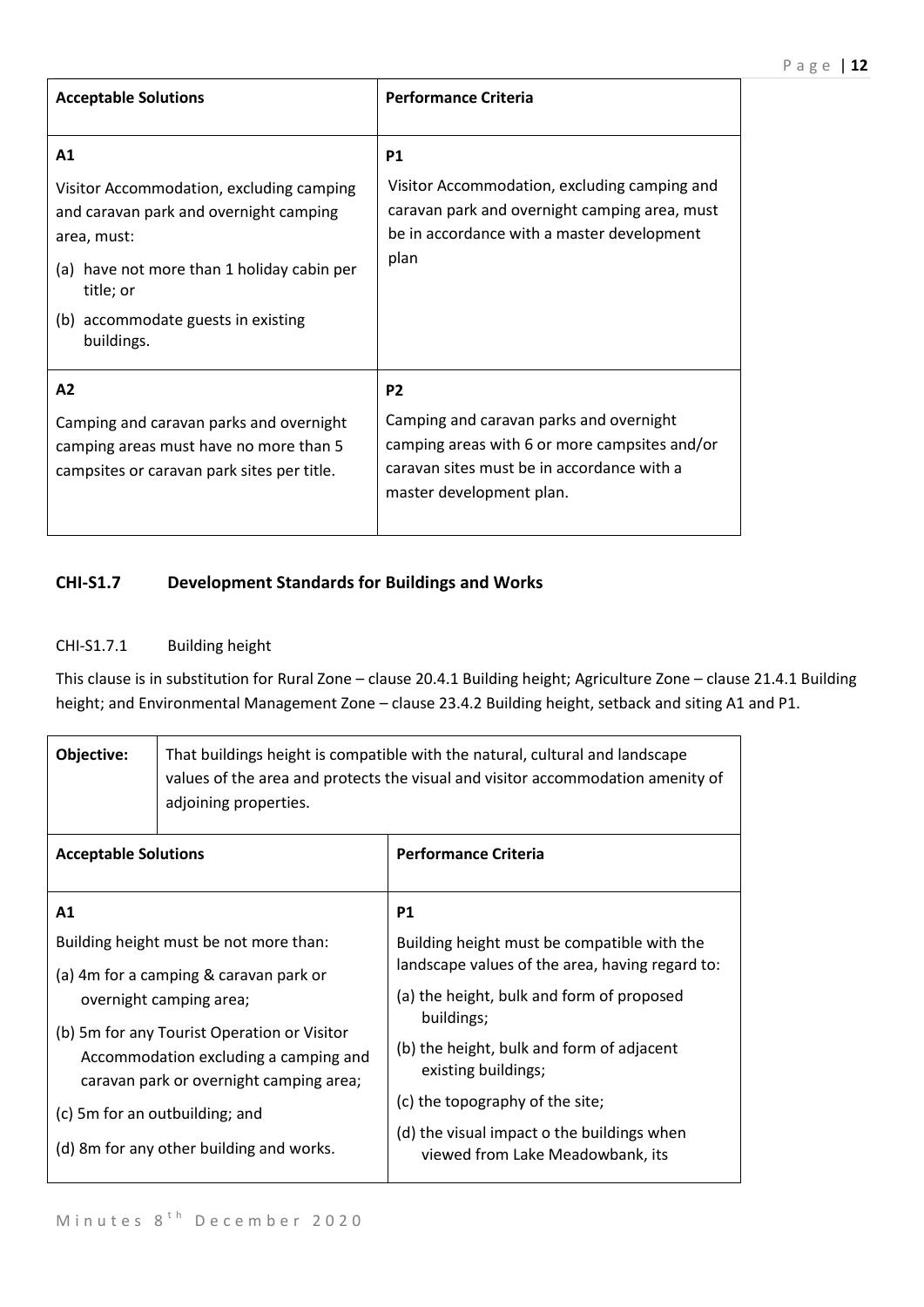| Acceptable Solutions | Performance Criteria |
| --- | --- |
| **A1**<br>Visitor Accommodation, excluding camping and caravan park and overnight camping area, must:<br>(a) have not more than 1 holiday cabin per title; or<br>(b) accommodate guests in existing buildings. | **P1**<br>Visitor Accommodation, excluding camping and caravan park and overnight camping area, must be in accordance with a master development plan |
| **A2**<br>Camping and caravan parks and overnight camping areas must have no more than 5 campsites or caravan park sites per title. | **P2**<br>Camping and caravan parks and overnight camping areas with 6 or more campsites and/or caravan sites must be in accordance with a master development plan. |

### CHI-S1.7 Development Standards for Buildings and Works

CHI-S1.7.1 Building height

This clause is in substitution for Rural Zone – clause 20.4.1 Building height; Agriculture Zone – clause 21.4.1 Building height; and Environmental Management Zone – clause 23.4.2 Building height, setback and siting A1 and P1.

| **Objective:** | That buildings height is compatible with the natural, cultural and landscape values of the area and protects the visual and visitor accommodation amenity of adjoining properties. |
| --- | --- |
| **Acceptable Solutions** | **Performance Criteria** |
| **A1**<br>Building height must be not more than:<br>(a) 4m for a camping & caravan park or overnight camping area;<br>(b) 5m for any Tourist Operation or Visitor Accommodation excluding a camping and caravan park or overnight camping area;<br>(c) 5m for an outbuilding; and<br>(d) 8m for any other building and works. | **P1**<br>Building height must be compatible with the landscape values of the area, having regard to:<br>(a) the height, bulk and form of proposed buildings;<br>(b) the height, bulk and form of adjacent existing buildings;<br>(c) the topography of the site;<br>(d) the visual impact o the buildings when viewed from Lake Meadowbank, its |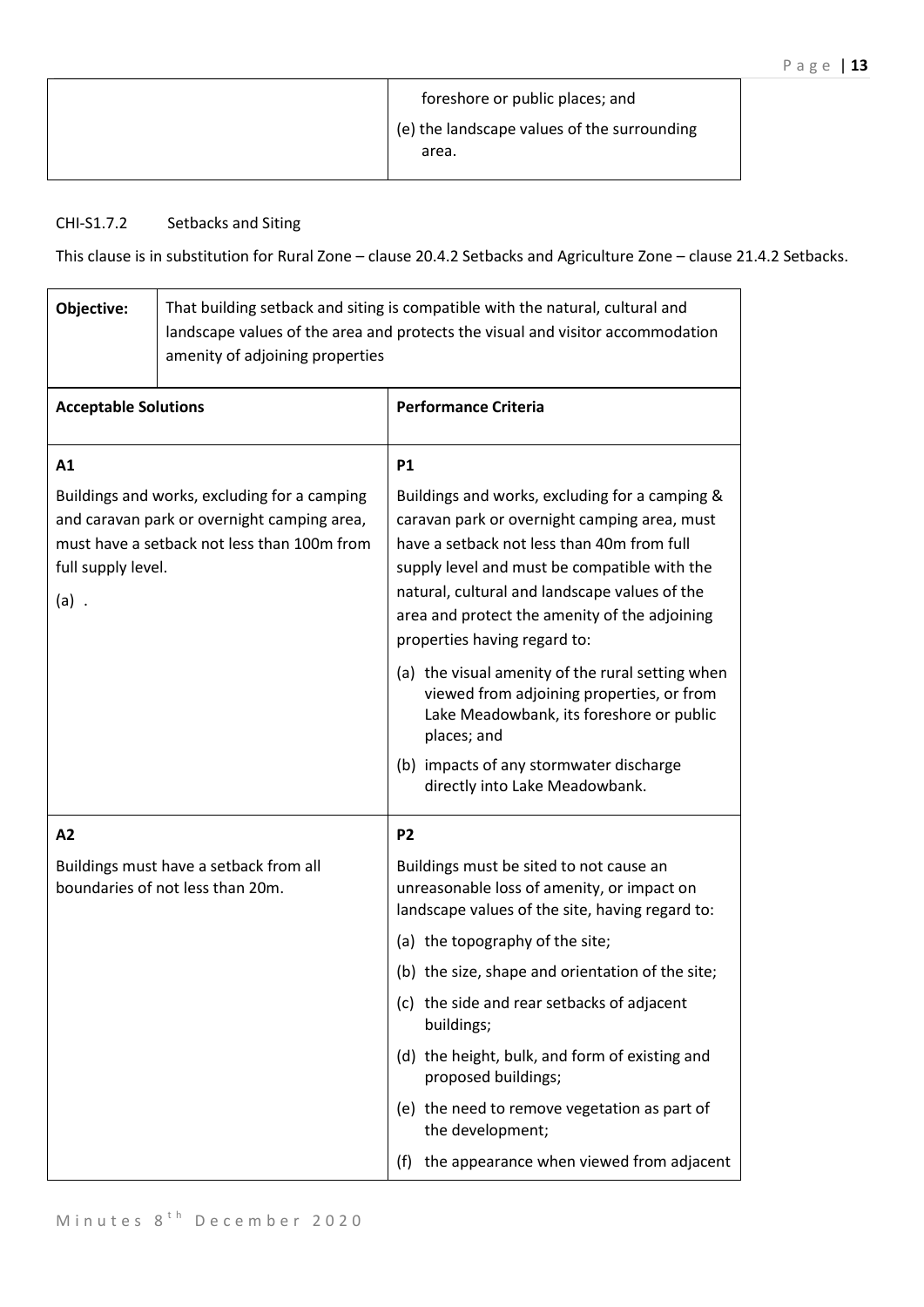| | foreshore or public places; and<br>(e) the landscape values of the surrounding area. |
|---|---|

CHI-S1.7.2 Setbacks and Siting

This clause is in substitution for Rural Zone – clause 20.4.2 Setbacks and Agriculture Zone – clause 21.4.2 Setbacks.

| **Objective:** | That building setback and siting is compatible with the natural, cultural and landscape values of the area and protects the visual and visitor accommodation amenity of adjoining properties |
|---|---|
| **Acceptable Solutions** | **Performance Criteria** |
| **A1**<br>Buildings and works, excluding for a camping and caravan park or overnight camping area, must have a setback not less than 100m from full supply level.<br>(a) . | **P1**<br>Buildings and works, excluding for a camping & caravan park or overnight camping area, must have a setback not less than 40m from full supply level and must be compatible with the natural, cultural and landscape values of the area and protect the amenity of the adjoining properties having regard to:<br>(a) the visual amenity of the rural setting when viewed from adjoining properties, or from Lake Meadowbank, its foreshore or public places; and<br>(b) impacts of any stormwater discharge directly into Lake Meadowbank. |
| **A2**<br>Buildings must have a setback from all boundaries of not less than 20m. | **P2**<br>Buildings must be sited to not cause an unreasonable loss of amenity, or impact on landscape values of the site, having regard to:<br>(a) the topography of the site;<br>(b) the size, shape and orientation of the site;<br>(c) the side and rear setbacks of adjacent buildings;<br>(d) the height, bulk, and form of existing and proposed buildings;<br>(e) the need to remove vegetation as part of the development;<br>(f) the appearance when viewed from adjacent |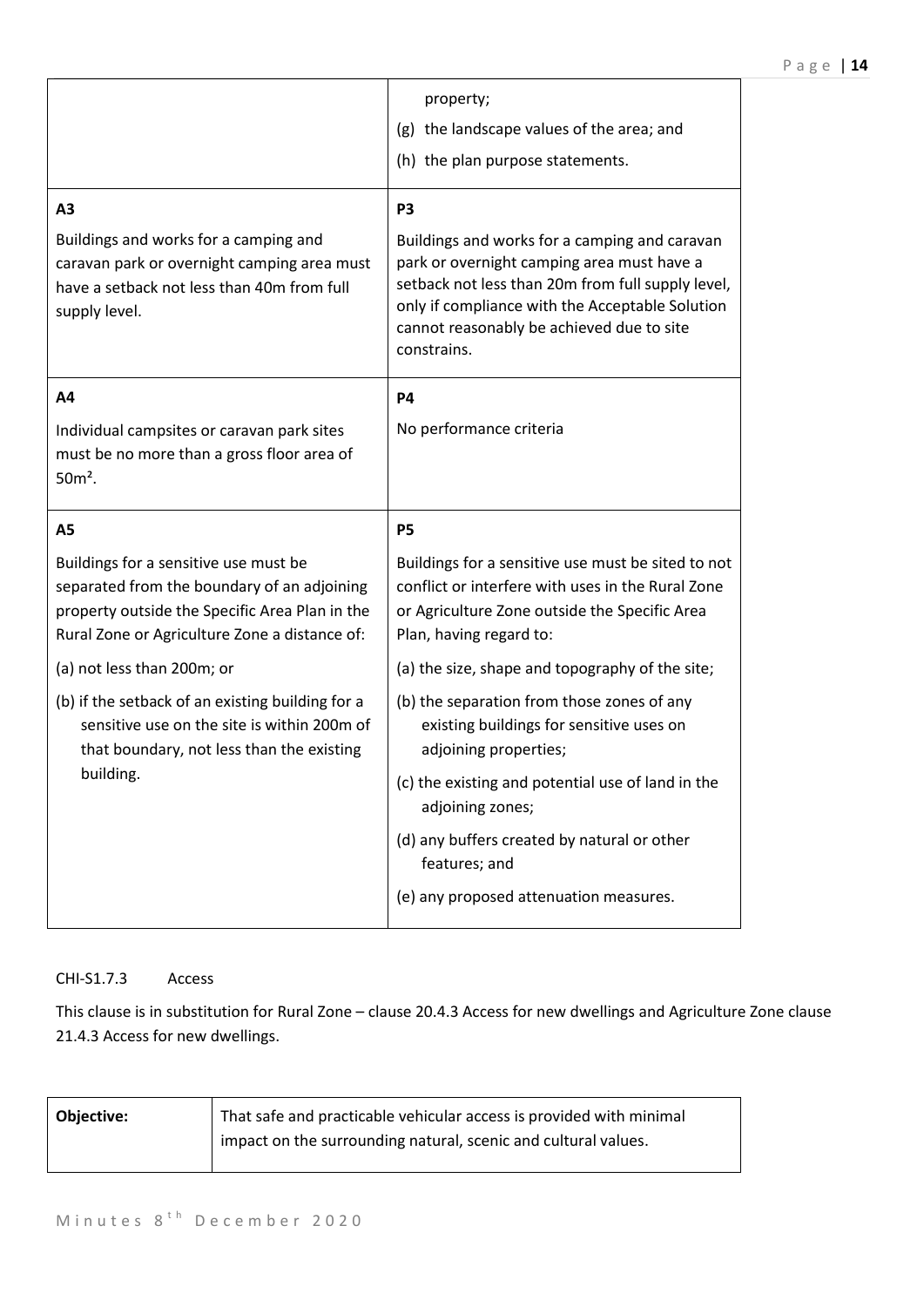| | |
|---|---|
| | property;<br>(g) the landscape values of the area; and<br>(h) the plan purpose statements. |
| **A3**<br>Buildings and works for a camping and caravan park or overnight camping area must have a setback not less than 40m from full supply level. | **P3**<br>Buildings and works for a camping and caravan park or overnight camping area must have a setback not less than 20m from full supply level, only if compliance with the Acceptable Solution cannot reasonably be achieved due to site constrains. |
| **A4**<br>Individual campsites or caravan park sites must be no more than a gross floor area of 50m². | **P4**<br>No performance criteria |
| **A5**<br>Buildings for a sensitive use must be separated from the boundary of an adjoining property outside the Specific Area Plan in the Rural Zone or Agriculture Zone a distance of:<br>(a) not less than 200m; or<br>(b) if the setback of an existing building for a sensitive use on the site is within 200m of that boundary, not less than the existing building. | **P5**<br>Buildings for a sensitive use must be sited to not conflict or interfere with uses in the Rural Zone or Agriculture Zone outside the Specific Area Plan, having regard to:<br>(a) the size, shape and topography of the site;<br>(b) the separation from those zones of any existing buildings for sensitive uses on adjoining properties;<br>(c) the existing and potential use of land in the adjoining zones;<br>(d) any buffers created by natural or other features; and<br>(e) any proposed attenuation measures. |

CHI-S1.7.3 Access

This clause is in substitution for Rural Zone – clause 20.4.3 Access for new dwellings and Agriculture Zone clause 21.4.3 Access for new dwellings.

| **Objective:** | That safe and practicable vehicular access is provided with minimal impact on the surrounding natural, scenic and cultural values. |
|---|---|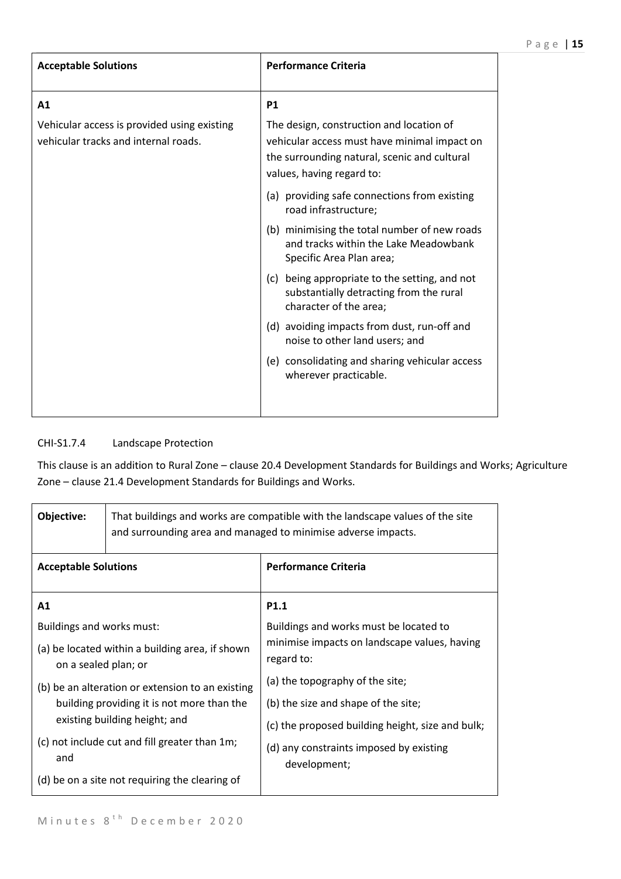| Acceptable Solutions | Performance Criteria |
|---|---|
| **A1**<br><br>Vehicular access is provided using existing vehicular tracks and internal roads. | **P1**<br><br>The design, construction and location of vehicular access must have minimal impact on the surrounding natural, scenic and cultural values, having regard to:<br><br>(a) providing safe connections from existing road infrastructure;<br><br>(b) minimising the total number of new roads and tracks within the Lake Meadowbank Specific Area Plan area;<br><br>(c) being appropriate to the setting, and not substantially detracting from the rural character of the area;<br><br>(d) avoiding impacts from dust, run-off and noise to other land users; and<br><br>(e) consolidating and sharing vehicular access wherever practicable. |

CHI-S1.7.4 Landscape Protection

This clause is an addition to Rural Zone – clause 20.4 Development Standards for Buildings and Works; Agriculture Zone – clause 21.4 Development Standards for Buildings and Works.

| **Objective:** | That buildings and works are compatible with the landscape values of the site and surrounding area and managed to minimise adverse impacts. |
|---|---|
| **Acceptable Solutions** | **Performance Criteria** |
| **A1**<br><br>Buildings and works must:<br><br>(a) be located within a building area, if shown on a sealed plan; or<br><br>(b) be an alteration or extension to an existing building providing it is not more than the existing building height; and<br><br>(c) not include cut and fill greater than 1m; and<br><br>(d) be on a site not requiring the clearing of | **P1.1**<br><br>Buildings and works must be located to minimise impacts on landscape values, having regard to:<br><br>(a) the topography of the site;<br><br>(b) the size and shape of the site;<br><br>(c) the proposed building height, size and bulk;<br><br>(d) any constraints imposed by existing development; |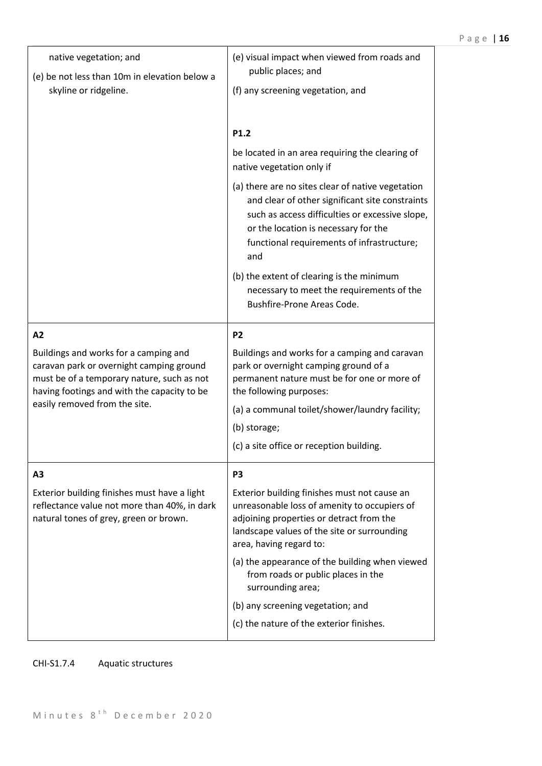| | |
|---|---|
| native vegetation; and<br>(e) be not less than 10m in elevation below a skyline or ridgeline. | (e) visual impact when viewed from roads and public places; and<br>(f) any screening vegetation, and<br><br>**P1.2**<br>be located in an area requiring the clearing of native vegetation only if<br>(a) there are no sites clear of native vegetation and clear of other significant site constraints such as access difficulties or excessive slope, or the location is necessary for the functional requirements of infrastructure; and<br>(b) the extent of clearing is the minimum necessary to meet the requirements of the Bushfire-Prone Areas Code. |
| **A2**<br>Buildings and works for a camping and caravan park or overnight camping ground must be of a temporary nature, such as not having footings and with the capacity to be easily removed from the site. | **P2**<br>Buildings and works for a camping and caravan park or overnight camping ground of a permanent nature must be for one or more of the following purposes:<br>(a) a communal toilet/shower/laundry facility;<br>(b) storage;<br>(c) a site office or reception building. |
| **A3**<br>Exterior building finishes must have a light reflectance value not more than 40%, in dark natural tones of grey, green or brown. | **P3**<br>Exterior building finishes must not cause an unreasonable loss of amenity to occupiers of adjoining properties or detract from the landscape values of the site or surrounding area, having regard to:<br>(a) the appearance of the building when viewed from roads or public places in the surrounding area;<br>(b) any screening vegetation; and<br>(c) the nature of the exterior finishes. |

CHI-S1.7.4 Aquatic structures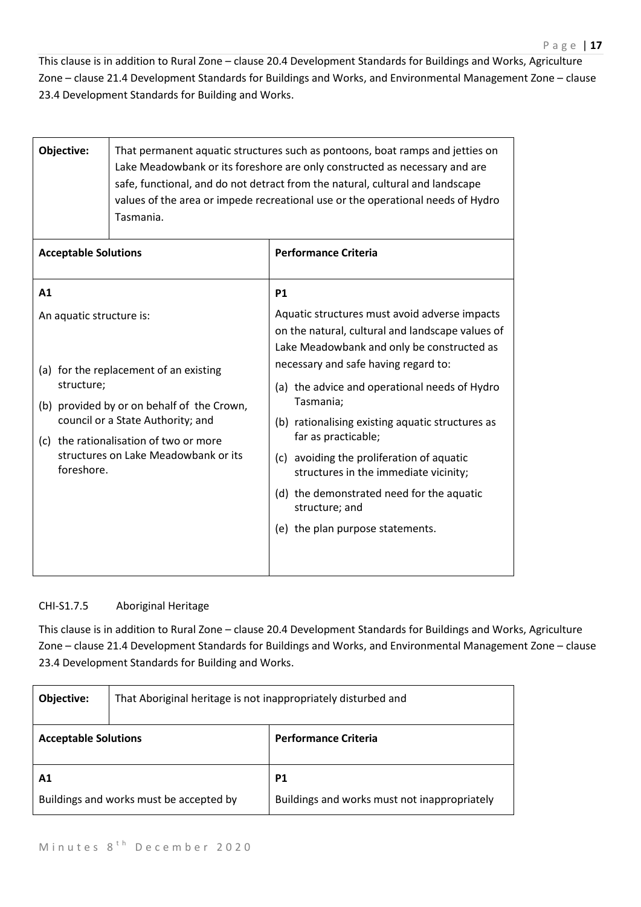This clause is in addition to Rural Zone – clause 20.4 Development Standards for Buildings and Works, Agriculture Zone – clause 21.4 Development Standards for Buildings and Works, and Environmental Management Zone – clause 23.4 Development Standards for Building and Works.

| **Objective:** | That permanent aquatic structures such as pontoons, boat ramps and jetties on Lake Meadowbank or its foreshore are only constructed as necessary and are safe, functional, and do not detract from the natural, cultural and landscape values of the area or impede recreational use or the operational needs of Hydro Tasmania. |
|---|---|
| **Acceptable Solutions** | **Performance Criteria** |
| **A1**<br><br>An aquatic structure is:<br><br>(a) for the replacement of an existing structure;<br>(b) provided by or on behalf of the Crown, council or a State Authority; and<br>(c) the rationalisation of two or more structures on Lake Meadowbank or its foreshore. | **P1**<br><br>Aquatic structures must avoid adverse impacts on the natural, cultural and landscape values of Lake Meadowbank and only be constructed as necessary and safe having regard to:<br><br>(a) the advice and operational needs of Hydro Tasmania;<br>(b) rationalising existing aquatic structures as far as practicable;<br>(c) avoiding the proliferation of aquatic structures in the immediate vicinity;<br>(d) the demonstrated need for the aquatic structure; and<br>(e) the plan purpose statements. |

CHI-S1.7.5 Aboriginal Heritage

This clause is in addition to Rural Zone – clause 20.4 Development Standards for Buildings and Works, Agriculture Zone – clause 21.4 Development Standards for Buildings and Works, and Environmental Management Zone – clause 23.4 Development Standards for Building and Works.

| **Objective:** | That Aboriginal heritage is not inappropriately disturbed and |
|---|---|
| **Acceptable Solutions** | **Performance Criteria** |
| **A1**<br><br>Buildings and works must be accepted by | **P1**<br><br>Buildings and works must not inappropriately |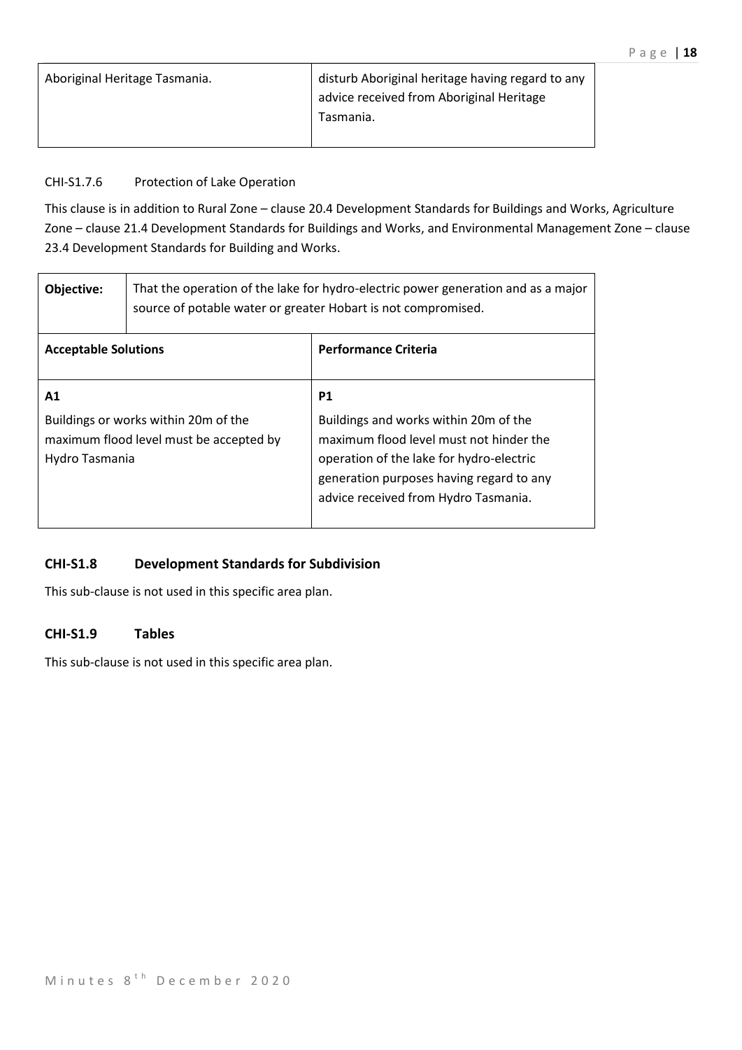| | |
|---|---|
| Aboriginal Heritage Tasmania. | disturb Aboriginal heritage having regard to any advice received from Aboriginal Heritage Tasmania. |

CHI-S1.7.6 Protection of Lake Operation

This clause is in addition to Rural Zone – clause 20.4 Development Standards for Buildings and Works, Agriculture Zone – clause 21.4 Development Standards for Buildings and Works, and Environmental Management Zone – clause 23.4 Development Standards for Building and Works.

| **Objective:** | That the operation of the lake for hydro-electric power generation and as a major source of potable water or greater Hobart is not compromised. |
|---|---|
| **Acceptable Solutions** | **Performance Criteria** |
| **A1**<br>Buildings or works within 20m of the maximum flood level must be accepted by Hydro Tasmania | **P1**<br>Buildings and works within 20m of the maximum flood level must not hinder the operation of the lake for hydro-electric generation purposes having regard to any advice received from Hydro Tasmania. |

### CHI-S1.8 Development Standards for Subdivision

This sub-clause is not used in this specific area plan.

### CHI-S1.9 Tables

This sub-clause is not used in this specific area plan.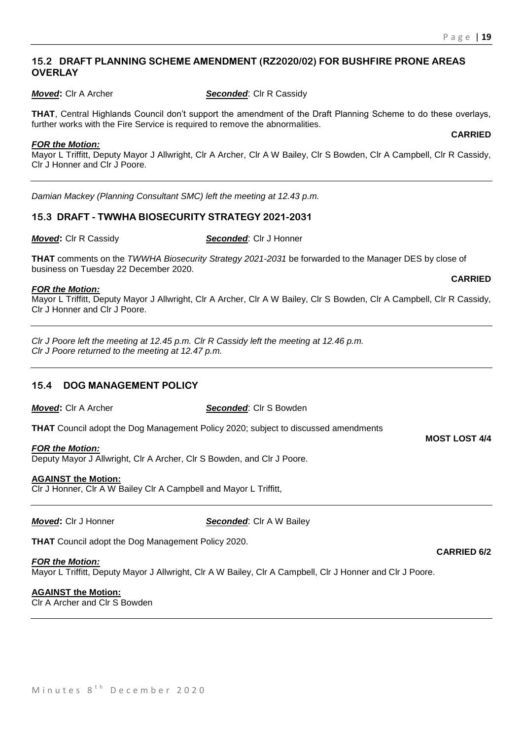## 15.2 DRAFT PLANNING SCHEME AMENDMENT (RZ2020/02) FOR BUSHFIRE PRONE AREAS OVERLAY

***Moved*:** Clr A Archer ***Seconded***: Clr R Cassidy

**THAT**, Central Highlands Council don't support the amendment of the Draft Planning Scheme to do these overlays, further works with the Fire Service is required to remove the abnormalities.

**CARRIED**

***FOR the Motion:***
Mayor L Triffitt, Deputy Mayor J Allwright, Clr A Archer, Clr A W Bailey, Clr S Bowden, Clr A Campbell, Clr R Cassidy, Clr J Honner and Clr J Poore.

*Damian Mackey (Planning Consultant SMC) left the meeting at 12.43 p.m.*

## 15.3 DRAFT - TWWHA BIOSECURITY STRATEGY 2021-2031

***Moved*:** Clr R Cassidy ***Seconded***: Clr J Honner

**THAT** comments on the *TWWHA Biosecurity Strategy 2021-2031* be forwarded to the Manager DES by close of business on Tuesday 22 December 2020.

**CARRIED**

***FOR the Motion:***
Mayor L Triffitt, Deputy Mayor J Allwright, Clr A Archer, Clr A W Bailey, Clr S Bowden, Clr A Campbell, Clr R Cassidy, Clr J Honner and Clr J Poore.

*Clr J Poore left the meeting at 12.45 p.m. Clr R Cassidy left the meeting at 12.46 p.m.*
*Clr J Poore returned to the meeting at 12.47 p.m.*

## 15.4 DOG MANAGEMENT POLICY

***Moved*:** Clr A Archer ***Seconded***: Clr S Bowden

**THAT** Council adopt the Dog Management Policy 2020; subject to discussed amendments

**MOST LOST 4/4**

***FOR the Motion:***
Deputy Mayor J Allwright, Clr A Archer, Clr S Bowden, and Clr J Poore.

**AGAINST the Motion:**
Clr J Honner, Clr A W Bailey Clr A Campbell and Mayor L Triffitt,

***Moved*:** Clr J Honner ***Seconded***: Clr A W Bailey

**THAT** Council adopt the Dog Management Policy 2020.

**CARRIED 6/2**

***FOR the Motion:***
Mayor L Triffitt, Deputy Mayor J Allwright, Clr A W Bailey, Clr A Campbell, Clr J Honner and Clr J Poore.

**AGAINST the Motion:**
Clr A Archer and Clr S Bowden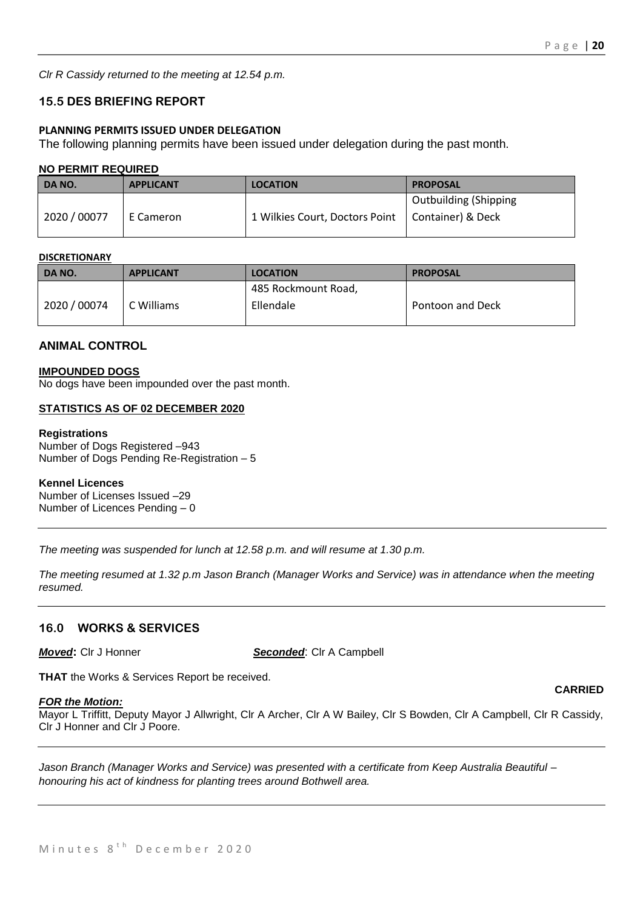*Clr R Cassidy returned to the meeting at 12.54 p.m.*

## 15.5 DES BRIEFING REPORT

**PLANNING PERMITS ISSUED UNDER DELEGATION**

The following planning permits have been issued under delegation during the past month.

**NO PERMIT REQUIRED**

| DA NO. | APPLICANT | LOCATION | PROPOSAL |
|---|---|---|---|
| 2020 / 00077 | E Cameron | 1 Wilkies Court, Doctors Point | Outbuilding (Shipping Container) & Deck |

**DISCRETIONARY**

| DA NO. | APPLICANT | LOCATION | PROPOSAL |
|---|---|---|---|
| 2020 / 00074 | C Williams | 485 Rockmount Road, Ellendale | Pontoon and Deck |

## ANIMAL CONTROL

**IMPOUNDED DOGS**

No dogs have been impounded over the past month.

**STATISTICS AS OF 02 DECEMBER 2020**

**Registrations**

Number of Dogs Registered –943
Number of Dogs Pending Re-Registration – 5

**Kennel Licences**

Number of Licenses Issued –29
Number of Licences Pending – 0

---

*The meeting was suspended for lunch at 12.58 p.m. and will resume at 1.30 p.m.*

*The meeting resumed at 1.32 p.m Jason Branch (Manager Works and Service) was in attendance when the meeting resumed.*

---

## 16.0 WORKS & SERVICES

***Moved*:** Clr J Honner ***Seconded***: Clr A Campbell

**THAT** the Works & Services Report be received.

**CARRIED**

***FOR the Motion:***

Mayor L Triffitt, Deputy Mayor J Allwright, Clr A Archer, Clr A W Bailey, Clr S Bowden, Clr A Campbell, Clr R Cassidy, Clr J Honner and Clr J Poore.

---

*Jason Branch (Manager Works and Service) was presented with a certificate from Keep Australia Beautiful – honouring his act of kindness for planting trees around Bothwell area.*

---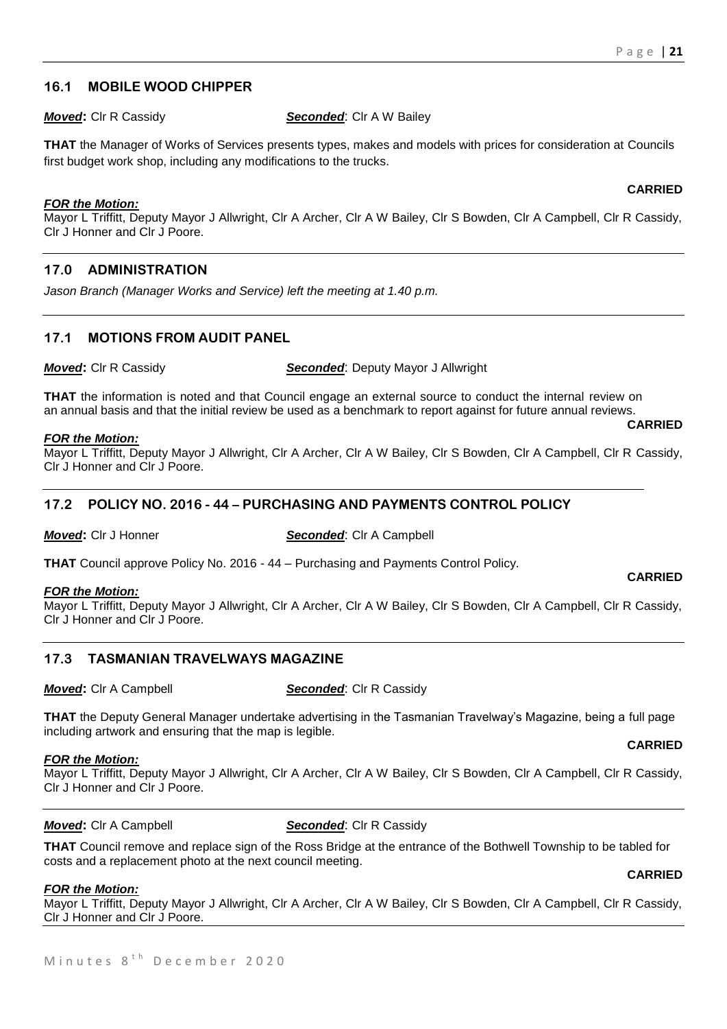## 16.1 MOBILE WOOD CHIPPER

***Moved*:** Clr R Cassidy ***Seconded***: Clr A W Bailey

**THAT** the Manager of Works of Services presents types, makes and models with prices for consideration at Councils first budget work shop, including any modifications to the trucks.

**CARRIED**

***FOR the Motion:***
Mayor L Triffitt, Deputy Mayor J Allwright, Clr A Archer, Clr A W Bailey, Clr S Bowden, Clr A Campbell, Clr R Cassidy, Clr J Honner and Clr J Poore.

## 17.0 ADMINISTRATION

*Jason Branch (Manager Works and Service) left the meeting at 1.40 p.m.*

## 17.1 MOTIONS FROM AUDIT PANEL

***Moved*:** Clr R Cassidy ***Seconded***: Deputy Mayor J Allwright

**THAT** the information is noted and that Council engage an external source to conduct the internal review on an annual basis and that the initial review be used as a benchmark to report against for future annual reviews.

**CARRIED**

***FOR the Motion:***
Mayor L Triffitt, Deputy Mayor J Allwright, Clr A Archer, Clr A W Bailey, Clr S Bowden, Clr A Campbell, Clr R Cassidy, Clr J Honner and Clr J Poore.

## 17.2 POLICY NO. 2016 - 44 – PURCHASING AND PAYMENTS CONTROL POLICY

***Moved*:** Clr J Honner ***Seconded***: Clr A Campbell

**THAT** Council approve Policy No. 2016 - 44 – Purchasing and Payments Control Policy.

**CARRIED**

***FOR the Motion:***
Mayor L Triffitt, Deputy Mayor J Allwright, Clr A Archer, Clr A W Bailey, Clr S Bowden, Clr A Campbell, Clr R Cassidy, Clr J Honner and Clr J Poore.

## 17.3 TASMANIAN TRAVELWAYS MAGAZINE

***Moved*:** Clr A Campbell ***Seconded***: Clr R Cassidy

**THAT** the Deputy General Manager undertake advertising in the Tasmanian Travelway's Magazine, being a full page including artwork and ensuring that the map is legible.

**CARRIED**

***FOR the Motion:***
Mayor L Triffitt, Deputy Mayor J Allwright, Clr A Archer, Clr A W Bailey, Clr S Bowden, Clr A Campbell, Clr R Cassidy, Clr J Honner and Clr J Poore.

***Moved*:** Clr A Campbell ***Seconded***: Clr R Cassidy

**THAT** Council remove and replace sign of the Ross Bridge at the entrance of the Bothwell Township to be tabled for costs and a replacement photo at the next council meeting.

**CARRIED**

***FOR the Motion:***
Mayor L Triffitt, Deputy Mayor J Allwright, Clr A Archer, Clr A W Bailey, Clr S Bowden, Clr A Campbell, Clr R Cassidy, Clr J Honner and Clr J Poore.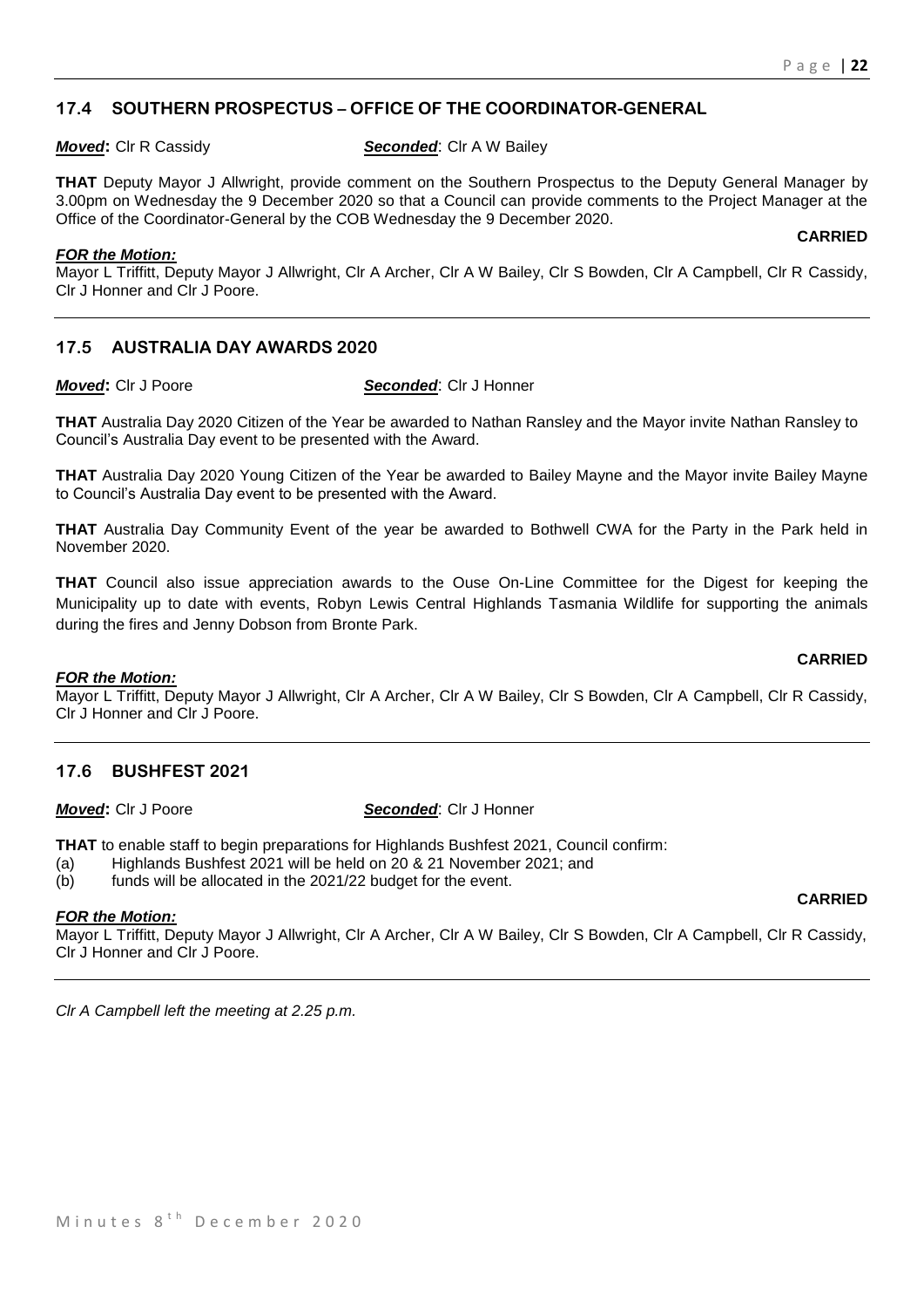### 17.4 SOUTHERN PROSPECTUS – OFFICE OF THE COORDINATOR-GENERAL

***Moved*:** Clr R Cassidy ***Seconded*:** Clr A W Bailey

**THAT** Deputy Mayor J Allwright, provide comment on the Southern Prospectus to the Deputy General Manager by 3.00pm on Wednesday the 9 December 2020 so that a Council can provide comments to the Project Manager at the Office of the Coordinator-General by the COB Wednesday the 9 December 2020.

**CARRIED**

***FOR the Motion:***

Mayor L Triffitt, Deputy Mayor J Allwright, Clr A Archer, Clr A W Bailey, Clr S Bowden, Clr A Campbell, Clr R Cassidy, Clr J Honner and Clr J Poore.

### 17.5 AUSTRALIA DAY AWARDS 2020

***Moved*:** Clr J Poore ***Seconded*:** Clr J Honner

**THAT** Australia Day 2020 Citizen of the Year be awarded to Nathan Ransley and the Mayor invite Nathan Ransley to Council's Australia Day event to be presented with the Award.

**THAT** Australia Day 2020 Young Citizen of the Year be awarded to Bailey Mayne and the Mayor invite Bailey Mayne to Council's Australia Day event to be presented with the Award.

**THAT** Australia Day Community Event of the year be awarded to Bothwell CWA for the Party in the Park held in November 2020.

**THAT** Council also issue appreciation awards to the Ouse On-Line Committee for the Digest for keeping the Municipality up to date with events, Robyn Lewis Central Highlands Tasmania Wildlife for supporting the animals during the fires and Jenny Dobson from Bronte Park.

**CARRIED**

***FOR the Motion:***

Mayor L Triffitt, Deputy Mayor J Allwright, Clr A Archer, Clr A W Bailey, Clr S Bowden, Clr A Campbell, Clr R Cassidy, Clr J Honner and Clr J Poore.

### 17.6 BUSHFEST 2021

***Moved*:** Clr J Poore ***Seconded*:** Clr J Honner

**THAT** to enable staff to begin preparations for Highlands Bushfest 2021, Council confirm:

(a) Highlands Bushfest 2021 will be held on 20 & 21 November 2021; and
(b) funds will be allocated in the 2021/22 budget for the event.

**CARRIED**

***FOR the Motion:***

Mayor L Triffitt, Deputy Mayor J Allwright, Clr A Archer, Clr A W Bailey, Clr S Bowden, Clr A Campbell, Clr R Cassidy, Clr J Honner and Clr J Poore.

*Clr A Campbell left the meeting at 2.25 p.m.*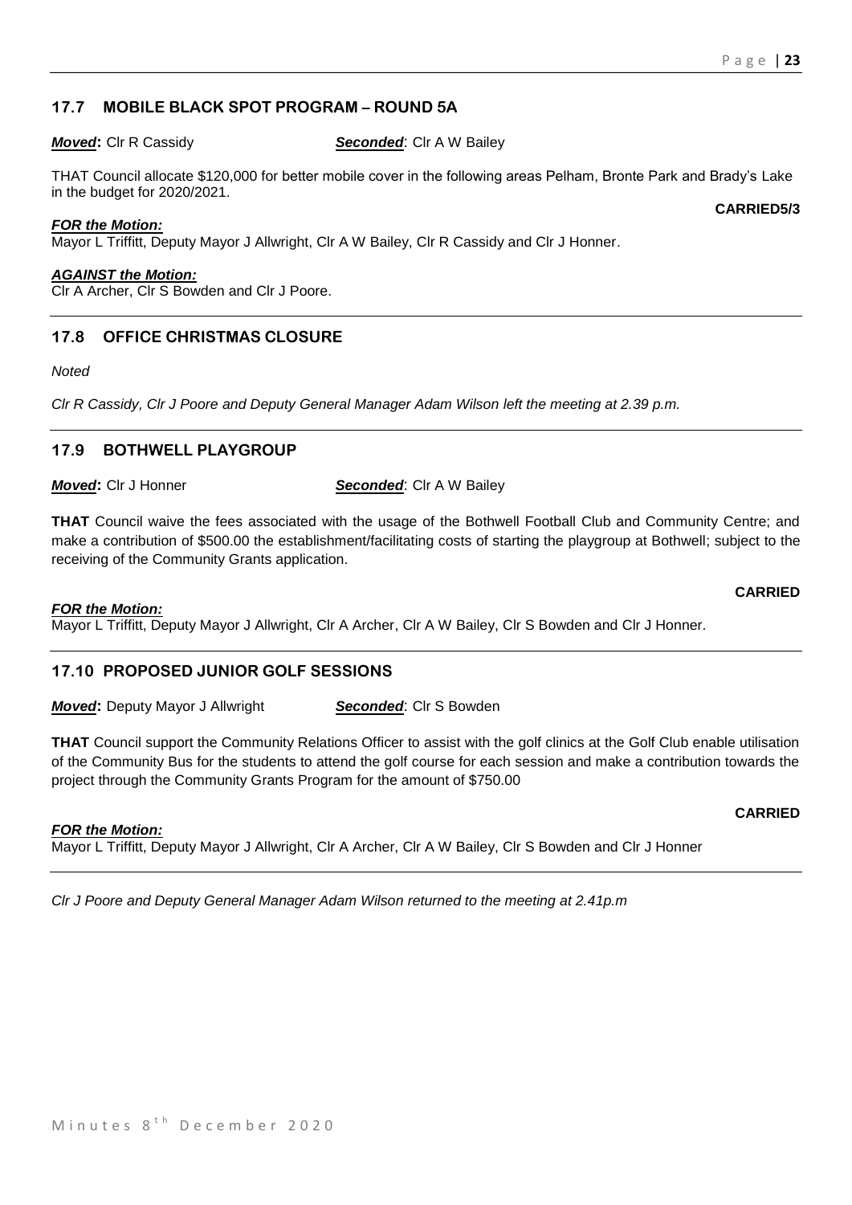## 17.7 MOBILE BLACK SPOT PROGRAM – ROUND 5A

***Moved*:** Clr R Cassidy ***Seconded***: Clr A W Bailey

THAT Council allocate $120,000 for better mobile cover in the following areas Pelham, Bronte Park and Brady's Lake in the budget for 2020/2021.

**CARRIED5/3**

***FOR the Motion:***
Mayor L Triffitt, Deputy Mayor J Allwright, Clr A W Bailey, Clr R Cassidy and Clr J Honner.

***AGAINST the Motion:***
Clr A Archer, Clr S Bowden and Clr J Poore.

## 17.8 OFFICE CHRISTMAS CLOSURE

*Noted*

*Clr R Cassidy, Clr J Poore and Deputy General Manager Adam Wilson left the meeting at 2.39 p.m.*

## 17.9 BOTHWELL PLAYGROUP

***Moved*:** Clr J Honner ***Seconded***: Clr A W Bailey

**THAT** Council waive the fees associated with the usage of the Bothwell Football Club and Community Centre; and make a contribution of $500.00 the establishment/facilitating costs of starting the playgroup at Bothwell; subject to the receiving of the Community Grants application.

**CARRIED**

***FOR the Motion:***
Mayor L Triffitt, Deputy Mayor J Allwright, Clr A Archer, Clr A W Bailey, Clr S Bowden and Clr J Honner.

## 17.10 PROPOSED JUNIOR GOLF SESSIONS

***Moved*:** Deputy Mayor J Allwright ***Seconded***: Clr S Bowden

**THAT** Council support the Community Relations Officer to assist with the golf clinics at the Golf Club enable utilisation of the Community Bus for the students to attend the golf course for each session and make a contribution towards the project through the Community Grants Program for the amount of $750.00

**CARRIED**

***FOR the Motion:***
Mayor L Triffitt, Deputy Mayor J Allwright, Clr A Archer, Clr A W Bailey, Clr S Bowden and Clr J Honner

*Clr J Poore and Deputy General Manager Adam Wilson returned to the meeting at 2.41p.m*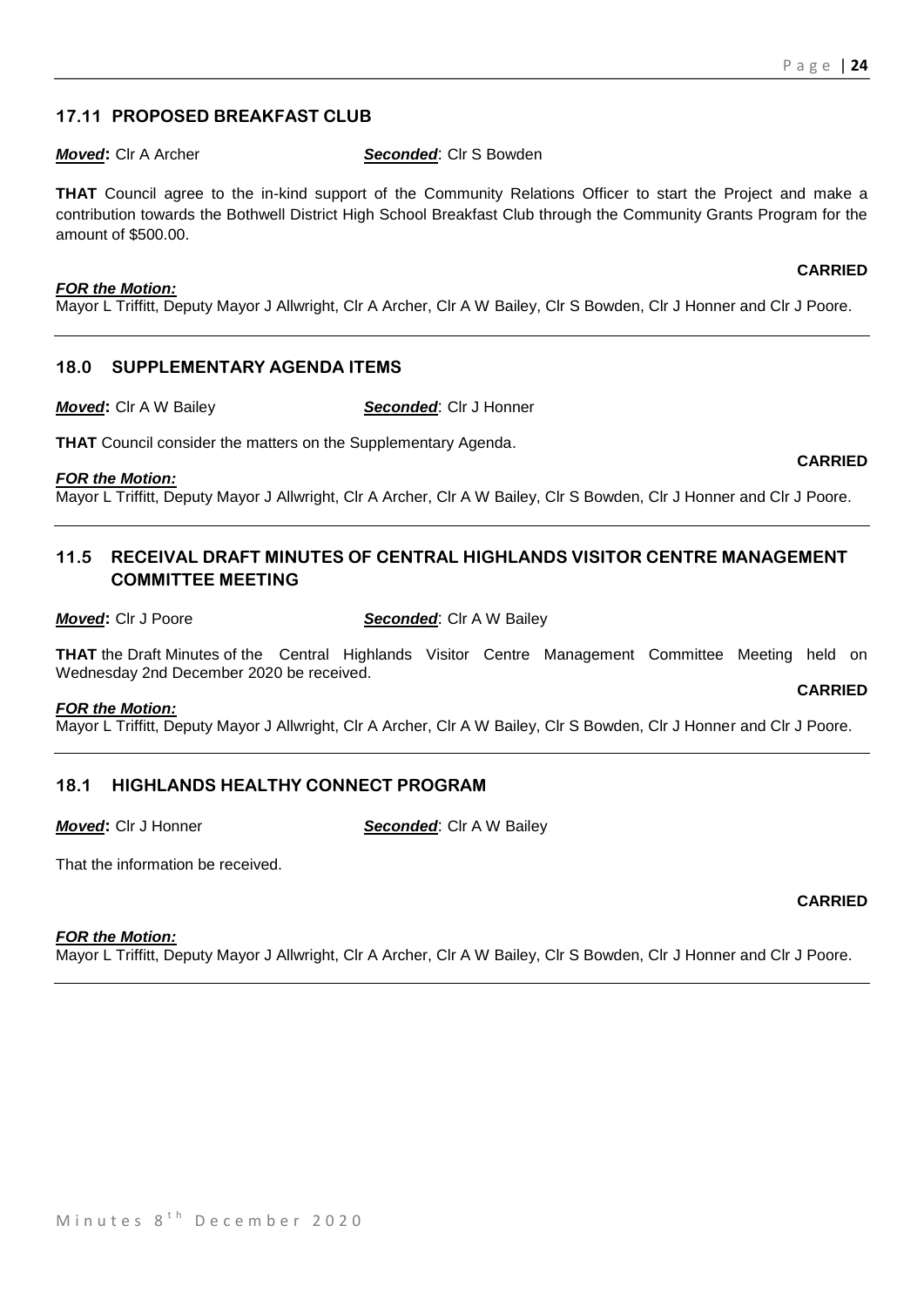## 17.11 PROPOSED BREAKFAST CLUB

***Moved*:** Clr A Archer ***Seconded***: Clr S Bowden

**THAT** Council agree to the in-kind support of the Community Relations Officer to start the Project and make a contribution towards the Bothwell District High School Breakfast Club through the Community Grants Program for the amount of $500.00.

**CARRIED**

***FOR the Motion:***
Mayor L Triffitt, Deputy Mayor J Allwright, Clr A Archer, Clr A W Bailey, Clr S Bowden, Clr J Honner and Clr J Poore.

## 18.0 SUPPLEMENTARY AGENDA ITEMS

***Moved*:** Clr A W Bailey ***Seconded***: Clr J Honner

**THAT** Council consider the matters on the Supplementary Agenda.

**CARRIED**

***FOR the Motion:***
Mayor L Triffitt, Deputy Mayor J Allwright, Clr A Archer, Clr A W Bailey, Clr S Bowden, Clr J Honner and Clr J Poore.

## 11.5 RECEIVAL DRAFT MINUTES OF CENTRAL HIGHLANDS VISITOR CENTRE MANAGEMENT COMMITTEE MEETING

***Moved*:** Clr J Poore ***Seconded***: Clr A W Bailey

**THAT** the Draft Minutes of the Central Highlands Visitor Centre Management Committee Meeting held on Wednesday 2nd December 2020 be received.

**CARRIED**

***FOR the Motion:***
Mayor L Triffitt, Deputy Mayor J Allwright, Clr A Archer, Clr A W Bailey, Clr S Bowden, Clr J Honner and Clr J Poore.

## 18.1 HIGHLANDS HEALTHY CONNECT PROGRAM

***Moved*:** Clr J Honner ***Seconded***: Clr A W Bailey

That the information be received.

**CARRIED**

***FOR the Motion:***
Mayor L Triffitt, Deputy Mayor J Allwright, Clr A Archer, Clr A W Bailey, Clr S Bowden, Clr J Honner and Clr J Poore.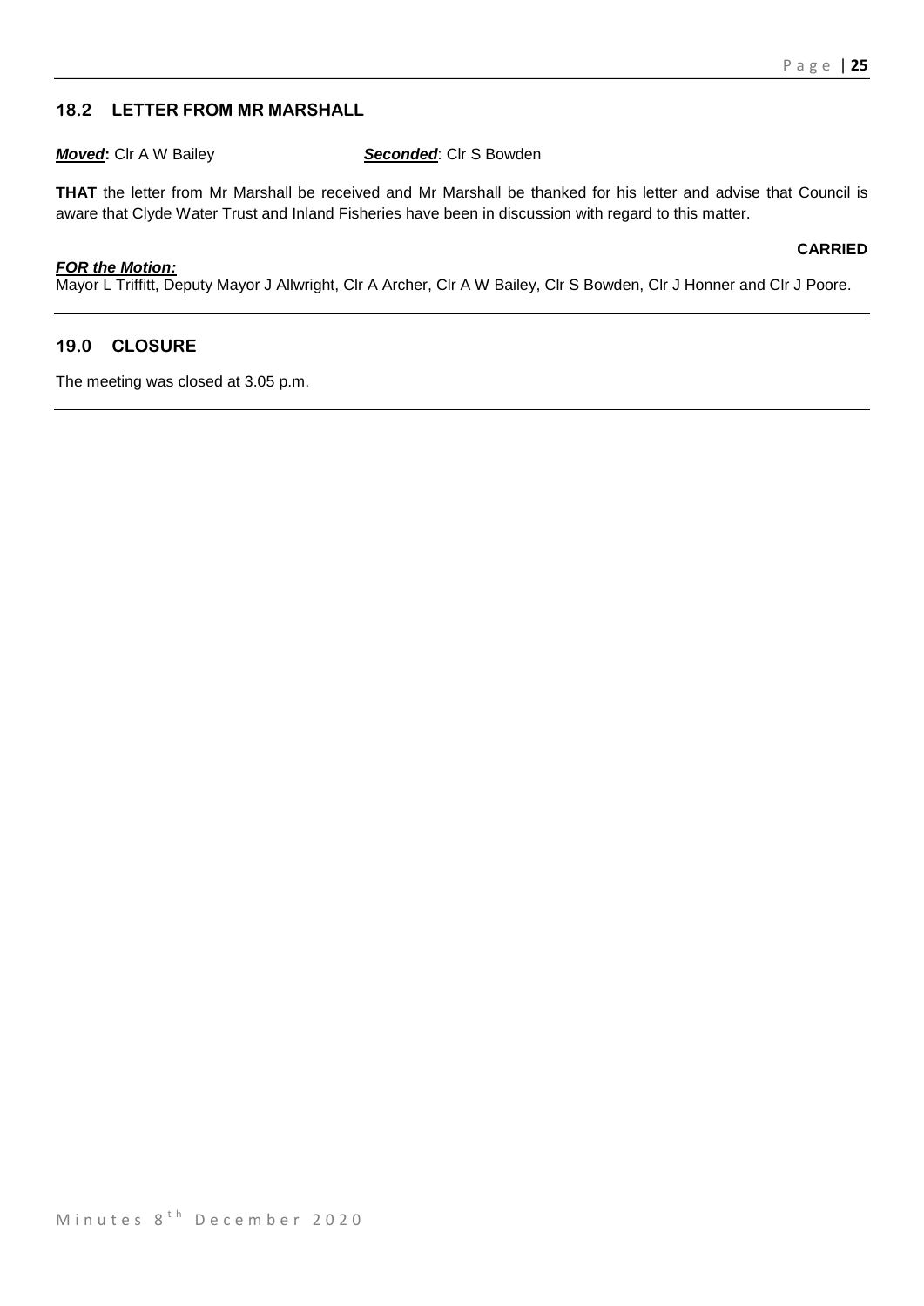## 18.2 LETTER FROM MR MARSHALL

***Moved*:** Clr A W Bailey ***Seconded***: Clr S Bowden

**THAT** the letter from Mr Marshall be received and Mr Marshall be thanked for his letter and advise that Council is aware that Clyde Water Trust and Inland Fisheries have been in discussion with regard to this matter.

**CARRIED**

***FOR the Motion:***
Mayor L Triffitt, Deputy Mayor J Allwright, Clr A Archer, Clr A W Bailey, Clr S Bowden, Clr J Honner and Clr J Poore.

---

## 19.0 CLOSURE

The meeting was closed at 3.05 p.m.

---